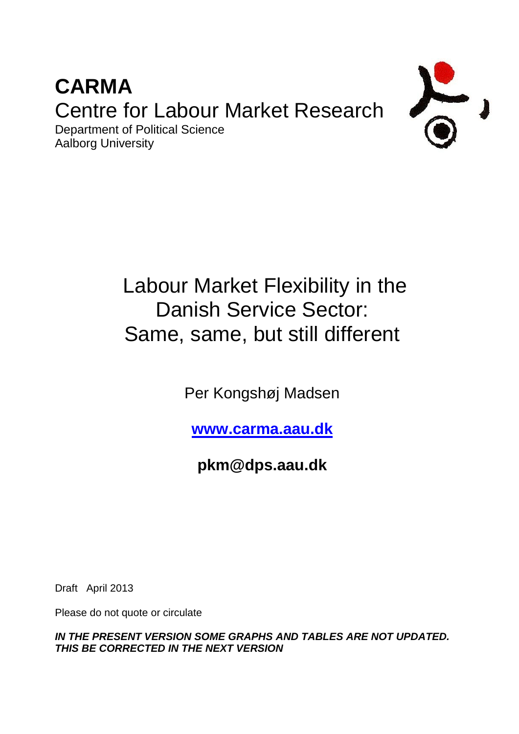**CARMA**

Centre for Labour Market Research

Department of Political Science

Aalborg University

# Labour Market Flexibility in the Danish Service Sector: Same, same, but still different

Per Kongshøj Madsen

**[www.carma.aau.dk](http://www.carma.aau.dk)**

**pkm@dps.aau.dk**

Draft April 2013

Please do not quote or circulate

***IN THE PRESENT VERSION SOME GRAPHS AND TABLES ARE NOT UPDATED. THIS BE CORRECTED IN THE NEXT VERSION***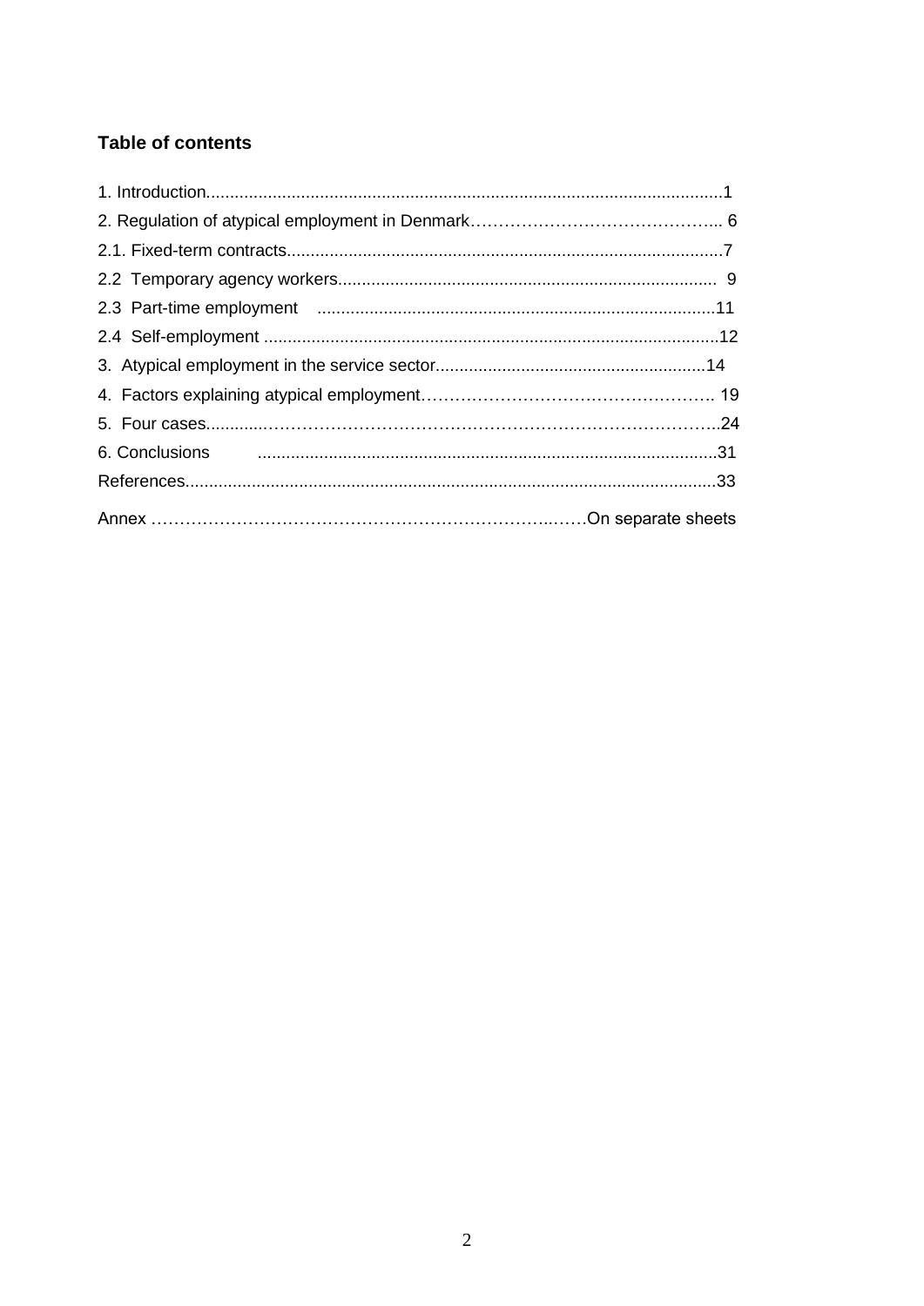## Table of contents

1. Introduction....................................................................................................1
2. Regulation of atypical employment in Denmark........................................... 6
2.1. Fixed-term contracts.......................................................................................7
2.2 Temporary agency workers............................................................................ 9
2.3 Part-time employment ....................................................................................11
2.4 Self-employment ............................................................................................12
3. Atypical employment in the service sector.....................................................14
4. Factors explaining atypical employment........................................................ 19
5. Four cases.......................................................................................................24
6. Conclusions ....................................................................................................31
References..........................................................................................................33

Annex ...........................................................................................On separate sheets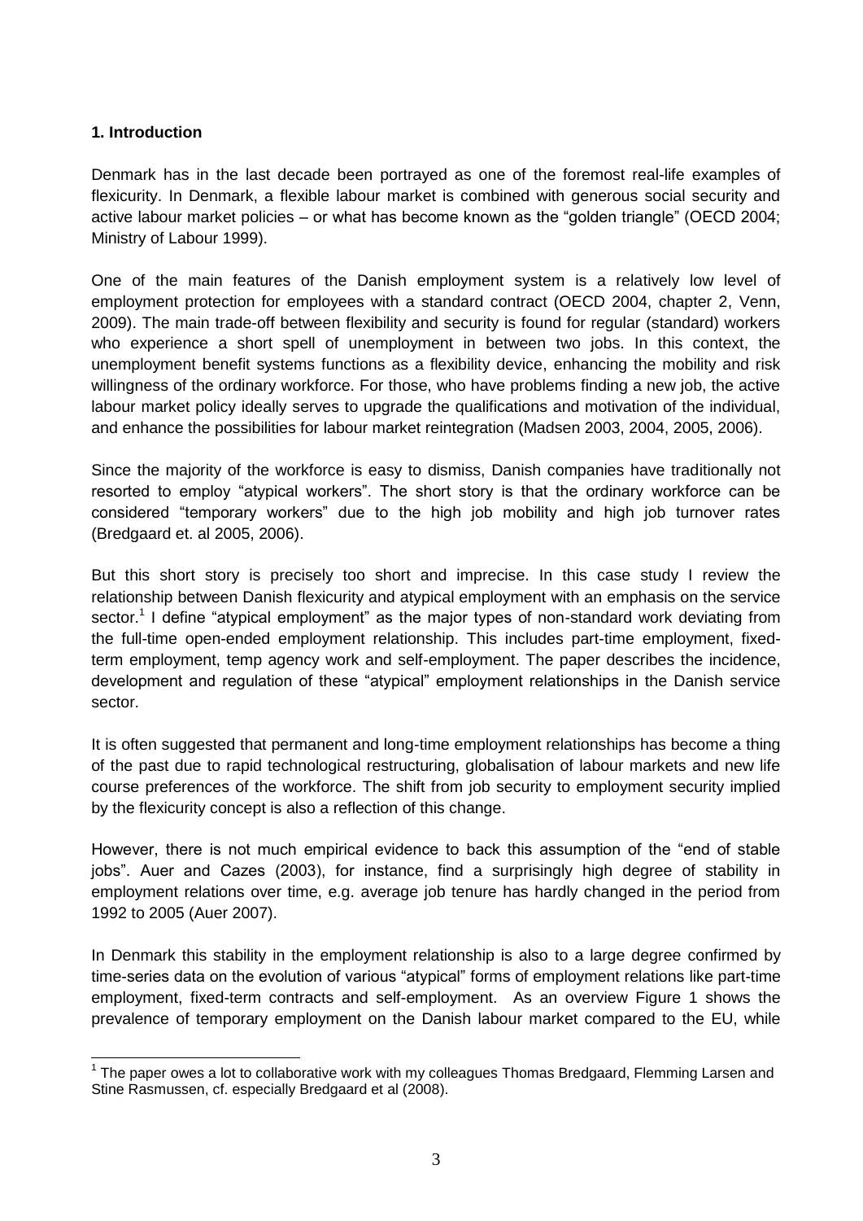### 1. Introduction

Denmark has in the last decade been portrayed as one of the foremost real-life examples of flexicurity. In Denmark, a flexible labour market is combined with generous social security and active labour market policies – or what has become known as the "golden triangle" (OECD 2004; Ministry of Labour 1999).

One of the main features of the Danish employment system is a relatively low level of employment protection for employees with a standard contract (OECD 2004, chapter 2, Venn, 2009). The main trade-off between flexibility and security is found for regular (standard) workers who experience a short spell of unemployment in between two jobs. In this context, the unemployment benefit systems functions as a flexibility device, enhancing the mobility and risk willingness of the ordinary workforce. For those, who have problems finding a new job, the active labour market policy ideally serves to upgrade the qualifications and motivation of the individual, and enhance the possibilities for labour market reintegration (Madsen 2003, 2004, 2005, 2006).

Since the majority of the workforce is easy to dismiss, Danish companies have traditionally not resorted to employ "atypical workers". The short story is that the ordinary workforce can be considered "temporary workers" due to the high job mobility and high job turnover rates (Bredgaard et. al 2005, 2006).

But this short story is precisely too short and imprecise. In this case study I review the relationship between Danish flexicurity and atypical employment with an emphasis on the service sector.[1] I define "atypical employment" as the major types of non-standard work deviating from the full-time open-ended employment relationship. This includes part-time employment, fixed-term employment, temp agency work and self-employment. The paper describes the incidence, development and regulation of these "atypical" employment relationships in the Danish service sector.

It is often suggested that permanent and long-time employment relationships has become a thing of the past due to rapid technological restructuring, globalisation of labour markets and new life course preferences of the workforce. The shift from job security to employment security implied by the flexicurity concept is also a reflection of this change.

However, there is not much empirical evidence to back this assumption of the "end of stable jobs". Auer and Cazes (2003), for instance, find a surprisingly high degree of stability in employment relations over time, e.g. average job tenure has hardly changed in the period from 1992 to 2005 (Auer 2007).

In Denmark this stability in the employment relationship is also to a large degree confirmed by time-series data on the evolution of various "atypical" forms of employment relations like part-time employment, fixed-term contracts and self-employment. As an overview Figure 1 shows the prevalence of temporary employment on the Danish labour market compared to the EU, while

[1] The paper owes a lot to collaborative work with my colleagues Thomas Bredgaard, Flemming Larsen and Stine Rasmussen, cf. especially Bredgaard et al (2008).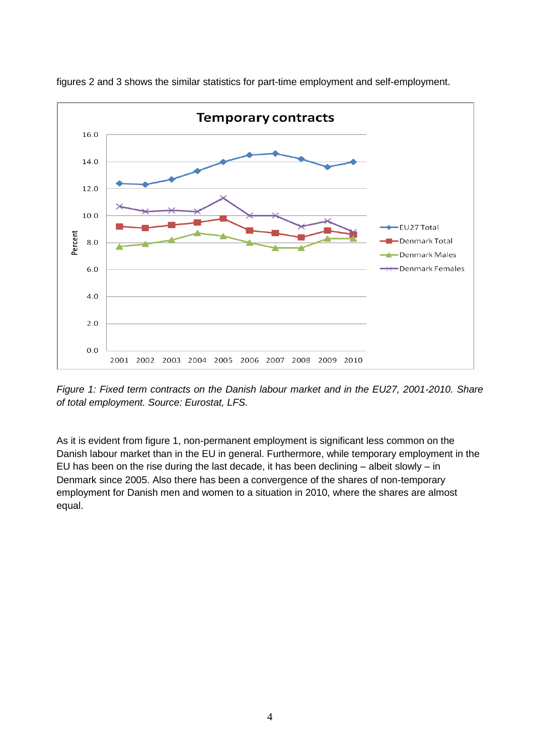figures 2 and 3 shows the similar statistics for part-time employment and self-employment.

*Figure 1: Fixed term contracts on the Danish labour market and in the EU27, 2001-2010. Share of total employment. Source: Eurostat, LFS.*

As it is evident from figure 1, non-permanent employment is significant less common on the Danish labour market than in the EU in general. Furthermore, while temporary employment in the EU has been on the rise during the last decade, it has been declining – albeit slowly – in Denmark since 2005. Also there has been a convergence of the shares of non-temporary employment for Danish men and women to a situation in 2010, where the shares are almost equal.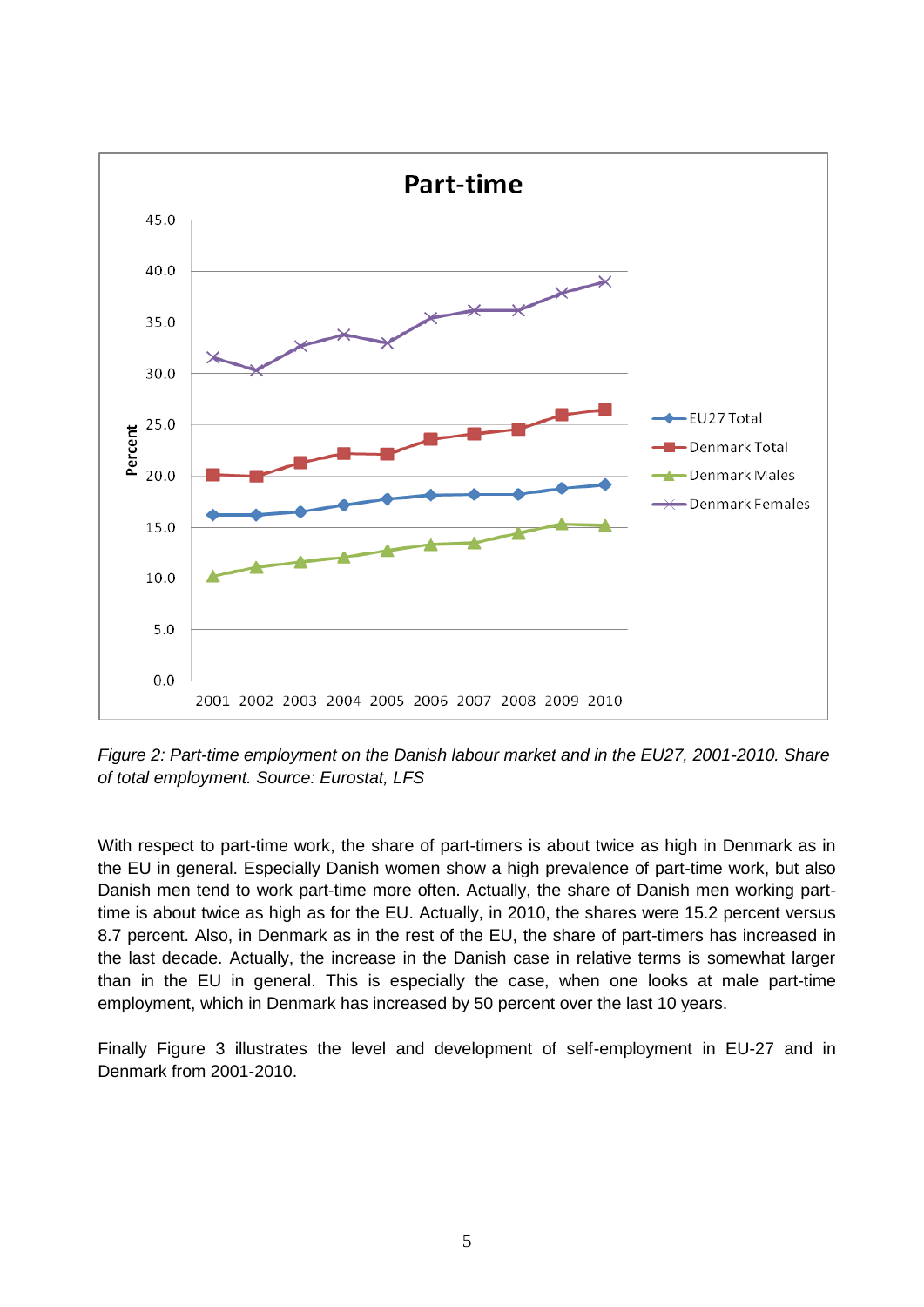Figure 2: *Part-time employment on the Danish labour market and in the EU27, 2001-2010. Share of total employment. Source: Eurostat, LFS*

With respect to part-time work, the share of part-timers is about twice as high in Denmark as in the EU in general. Especially Danish women show a high prevalence of part-time work, but also Danish men tend to work part-time more often. Actually, the share of Danish men working part-time is about twice as high as for the EU. Actually, in 2010, the shares were 15.2 percent versus 8.7 percent. Also, in Denmark as in the rest of the EU, the share of part-timers has increased in the last decade. Actually, the increase in the Danish case in relative terms is somewhat larger than in the EU in general. This is especially the case, when one looks at male part-time employment, which in Denmark has increased by 50 percent over the last 10 years.

Finally Figure 3 illustrates the level and development of self-employment in EU-27 and in Denmark from 2001-2010.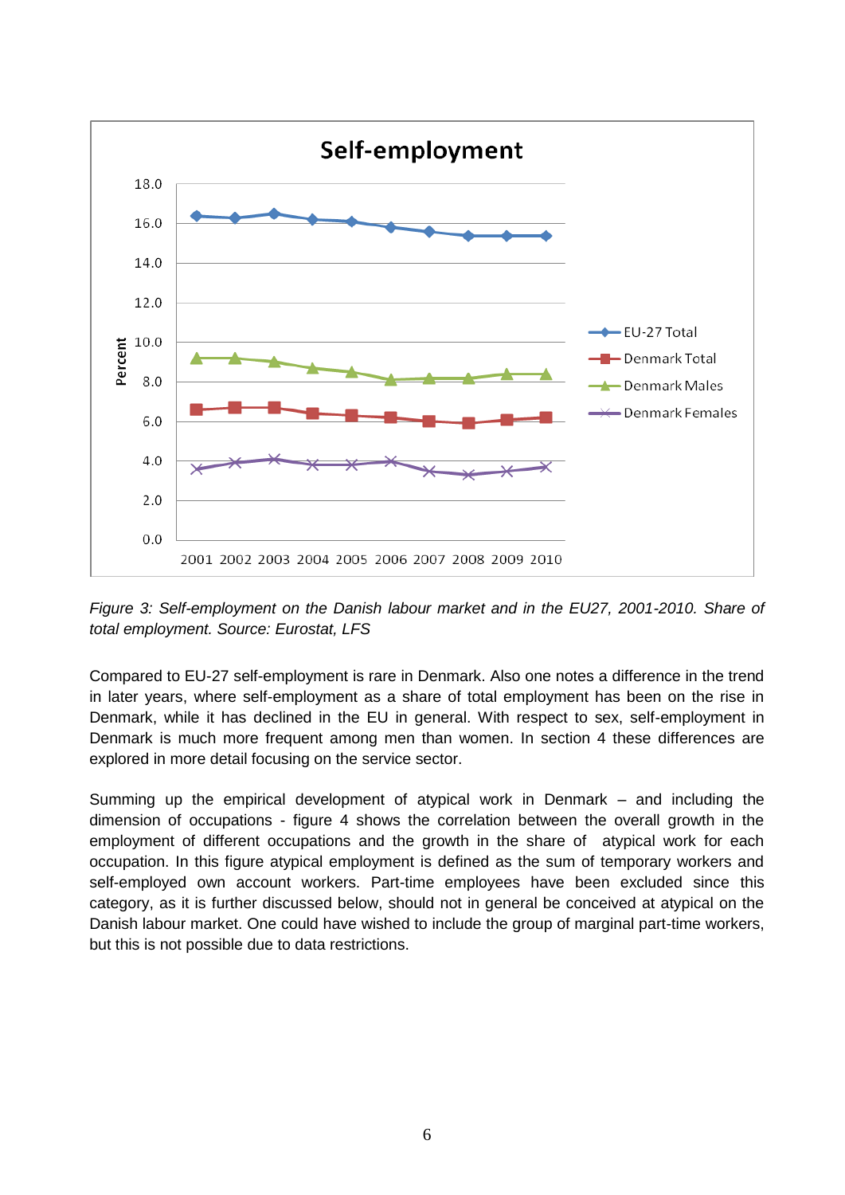*Figure 3: Self-employment on the Danish labour market and in the EU27, 2001-2010. Share of total employment. Source: Eurostat, LFS*

Compared to EU-27 self-employment is rare in Denmark. Also one notes a difference in the trend in later years, where self-employment as a share of total employment has been on the rise in Denmark, while it has declined in the EU in general. With respect to sex, self-employment in Denmark is much more frequent among men than women. In section 4 these differences are explored in more detail focusing on the service sector.

Summing up the empirical development of atypical work in Denmark – and including the dimension of occupations - figure 4 shows the correlation between the overall growth in the employment of different occupations and the growth in the share of atypical work for each occupation. In this figure atypical employment is defined as the sum of temporary workers and self-employed own account workers. Part-time employees have been excluded since this category, as it is further discussed below, should not in general be conceived at atypical on the Danish labour market. One could have wished to include the group of marginal part-time workers, but this is not possible due to data restrictions.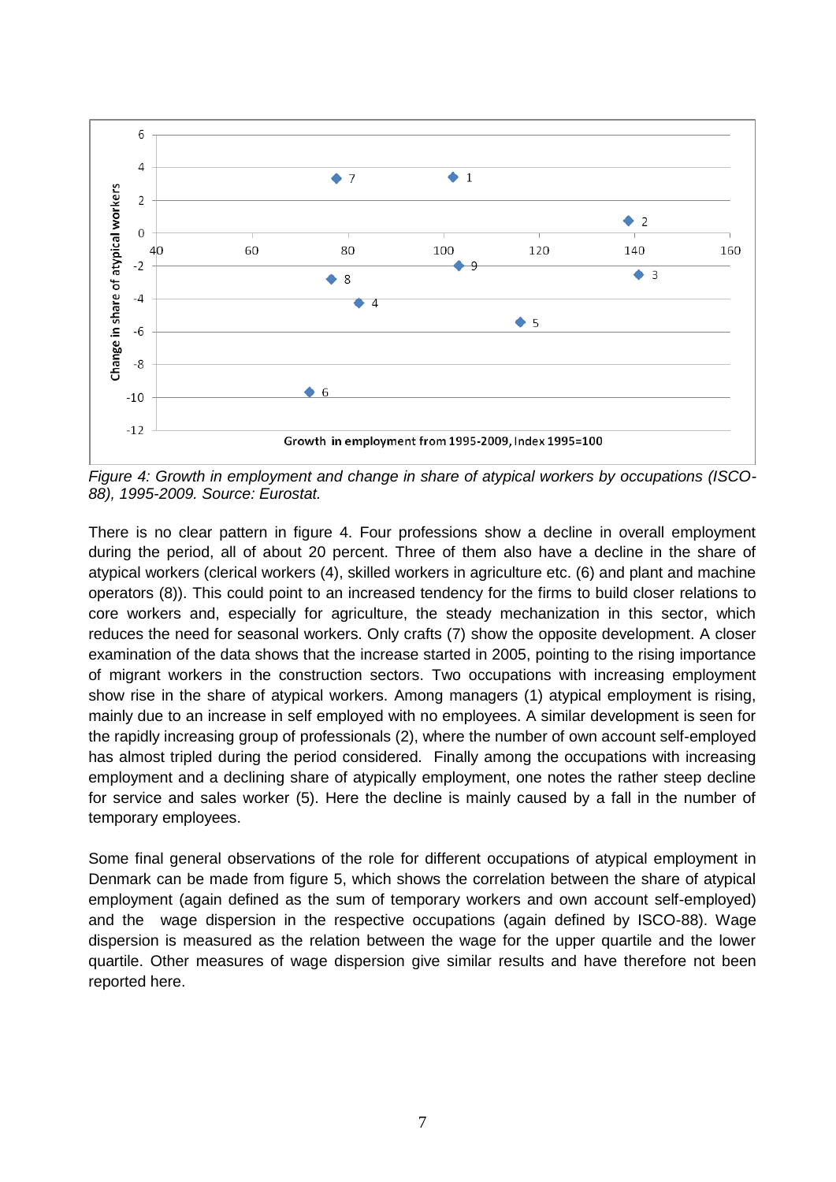*Figure 4: Growth in employment and change in share of atypical workers by occupations (ISCO-88), 1995-2009. Source: Eurostat.*

There is no clear pattern in figure 4. Four professions show a decline in overall employment during the period, all of about 20 percent. Three of them also have a decline in the share of atypical workers (clerical workers (4), skilled workers in agriculture etc. (6) and plant and machine operators (8)). This could point to an increased tendency for the firms to build closer relations to core workers and, especially for agriculture, the steady mechanization in this sector, which reduces the need for seasonal workers. Only crafts (7) show the opposite development. A closer examination of the data shows that the increase started in 2005, pointing to the rising importance of migrant workers in the construction sectors. Two occupations with increasing employment show rise in the share of atypical workers. Among managers (1) atypical employment is rising, mainly due to an increase in self employed with no employees. A similar development is seen for the rapidly increasing group of professionals (2), where the number of own account self-employed has almost tripled during the period considered. Finally among the occupations with increasing employment and a declining share of atypically employment, one notes the rather steep decline for service and sales worker (5). Here the decline is mainly caused by a fall in the number of temporary employees.

Some final general observations of the role for different occupations of atypical employment in Denmark can be made from figure 5, which shows the correlation between the share of atypical employment (again defined as the sum of temporary workers and own account self-employed) and the wage dispersion in the respective occupations (again defined by ISCO-88). Wage dispersion is measured as the relation between the wage for the upper quartile and the lower quartile. Other measures of wage dispersion give similar results and have therefore not been reported here.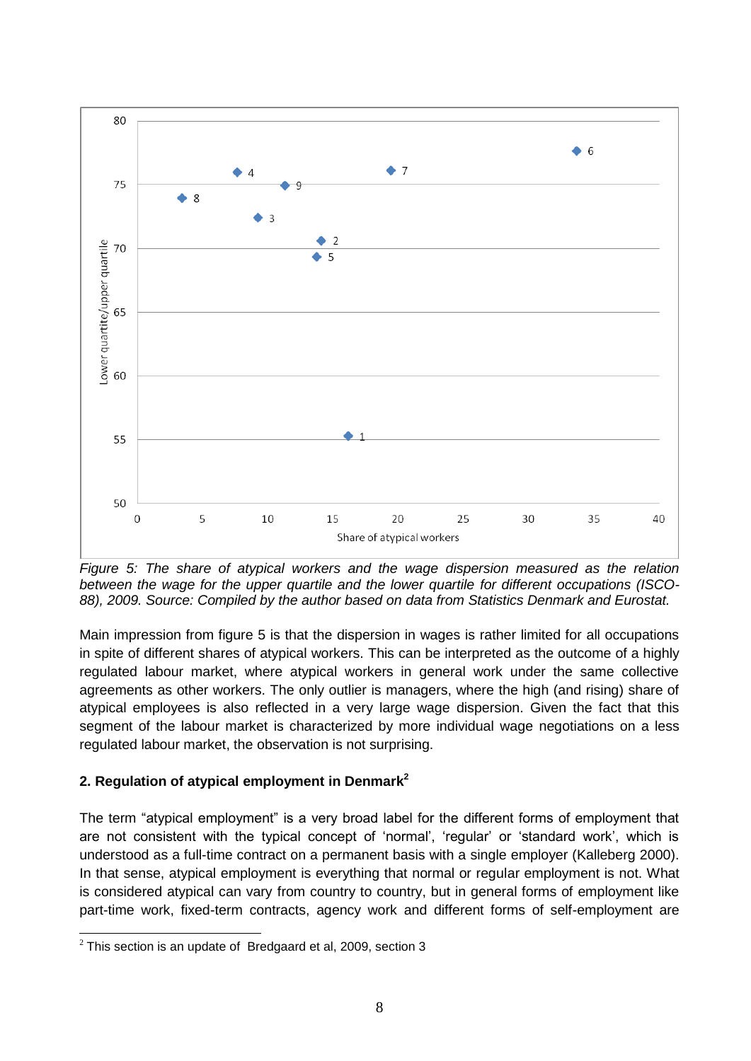*Figure 5: The share of atypical workers and the wage dispersion measured as the relation between the wage for the upper quartile and the lower quartile for different occupations (ISCO-88), 2009. Source: Compiled by the author based on data from Statistics Denmark and Eurostat.*

Main impression from figure 5 is that the dispersion in wages is rather limited for all occupations in spite of different shares of atypical workers. This can be interpreted as the outcome of a highly regulated labour market, where atypical workers in general work under the same collective agreements as other workers. The only outlier is managers, where the high (and rising) share of atypical employees is also reflected in a very large wage dispersion. Given the fact that this segment of the labour market is characterized by more individual wage negotiations on a less regulated labour market, the observation is not surprising.

## 2. Regulation of atypical employment in Denmark[2]

The term "atypical employment" is a very broad label for the different forms of employment that are not consistent with the typical concept of 'normal', 'regular' or 'standard work', which is understood as a full-time contract on a permanent basis with a single employer (Kalleberg 2000). In that sense, atypical employment is everything that normal or regular employment is not. What is considered atypical can vary from country to country, but in general forms of employment like part-time work, fixed-term contracts, agency work and different forms of self-employment are

[2] This section is an update of Bredgaard et al, 2009, section 3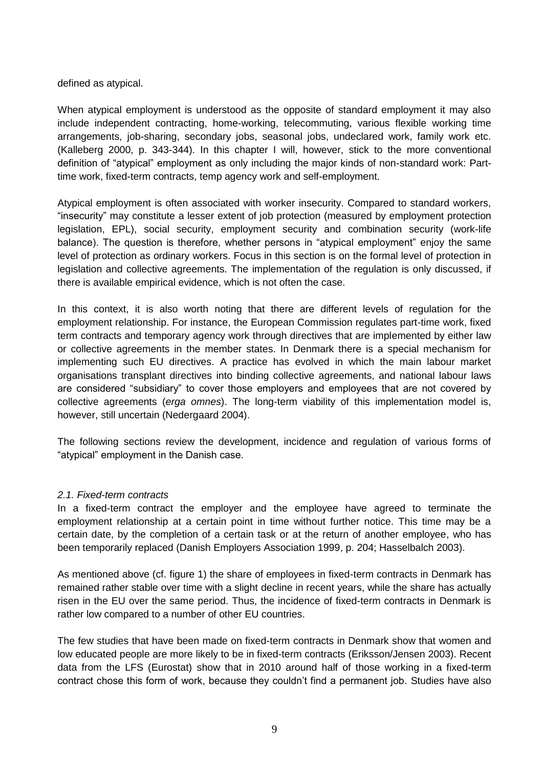defined as atypical.

When atypical employment is understood as the opposite of standard employment it may also include independent contracting, home-working, telecommuting, various flexible working time arrangements, job-sharing, secondary jobs, seasonal jobs, undeclared work, family work etc. (Kalleberg 2000, p. 343-344). In this chapter I will, however, stick to the more conventional definition of "atypical" employment as only including the major kinds of non-standard work: Part-time work, fixed-term contracts, temp agency work and self-employment.

Atypical employment is often associated with worker insecurity. Compared to standard workers, "insecurity" may constitute a lesser extent of job protection (measured by employment protection legislation, EPL), social security, employment security and combination security (work-life balance). The question is therefore, whether persons in "atypical employment" enjoy the same level of protection as ordinary workers. Focus in this section is on the formal level of protection in legislation and collective agreements. The implementation of the regulation is only discussed, if there is available empirical evidence, which is not often the case.

In this context, it is also worth noting that there are different levels of regulation for the employment relationship. For instance, the European Commission regulates part-time work, fixed term contracts and temporary agency work through directives that are implemented by either law or collective agreements in the member states. In Denmark there is a special mechanism for implementing such EU directives. A practice has evolved in which the main labour market organisations transplant directives into binding collective agreements, and national labour laws are considered "subsidiary" to cover those employers and employees that are not covered by collective agreements (*erga omnes*). The long-term viability of this implementation model is, however, still uncertain (Nedergaard 2004).

The following sections review the development, incidence and regulation of various forms of "atypical" employment in the Danish case.

### *2.1. Fixed-term contracts*

In a fixed-term contract the employer and the employee have agreed to terminate the employment relationship at a certain point in time without further notice. This time may be a certain date, by the completion of a certain task or at the return of another employee, who has been temporarily replaced (Danish Employers Association 1999, p. 204; Hasselbalch 2003).

As mentioned above (cf. figure 1) the share of employees in fixed-term contracts in Denmark has remained rather stable over time with a slight decline in recent years, while the share has actually risen in the EU over the same period. Thus, the incidence of fixed-term contracts in Denmark is rather low compared to a number of other EU countries.

The few studies that have been made on fixed-term contracts in Denmark show that women and low educated people are more likely to be in fixed-term contracts (Eriksson/Jensen 2003). Recent data from the LFS (Eurostat) show that in 2010 around half of those working in a fixed-term contract chose this form of work, because they couldn't find a permanent job. Studies have also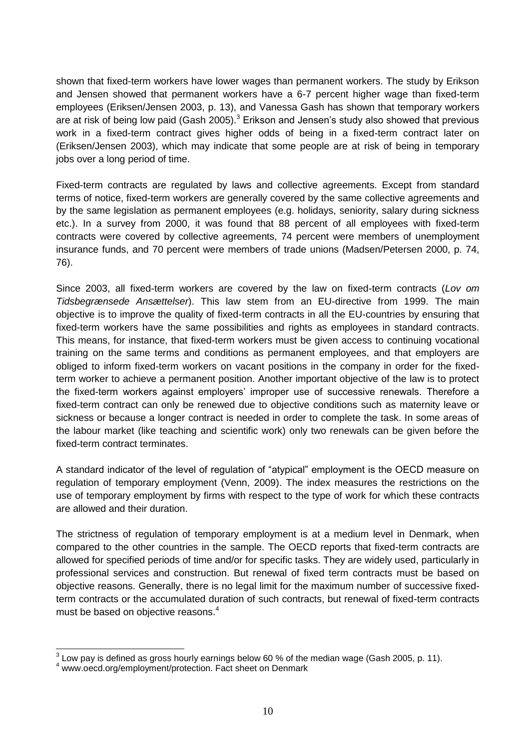shown that fixed-term workers have lower wages than permanent workers. The study by Erikson and Jensen showed that permanent workers have a 6-7 percent higher wage than fixed-term employees (Eriksen/Jensen 2003, p. 13), and Vanessa Gash has shown that temporary workers are at risk of being low paid (Gash 2005).[3] Erikson and Jensen's study also showed that previous work in a fixed-term contract gives higher odds of being in a fixed-term contract later on (Eriksen/Jensen 2003), which may indicate that some people are at risk of being in temporary jobs over a long period of time.

Fixed-term contracts are regulated by laws and collective agreements. Except from standard terms of notice, fixed-term workers are generally covered by the same collective agreements and by the same legislation as permanent employees (e.g. holidays, seniority, salary during sickness etc.). In a survey from 2000, it was found that 88 percent of all employees with fixed-term contracts were covered by collective agreements, 74 percent were members of unemployment insurance funds, and 70 percent were members of trade unions (Madsen/Petersen 2000, p. 74, 76).

Since 2003, all fixed-term workers are covered by the law on fixed-term contracts (*Lov om Tidsbegrænsede Ansættelser*). This law stem from an EU-directive from 1999. The main objective is to improve the quality of fixed-term contracts in all the EU-countries by ensuring that fixed-term workers have the same possibilities and rights as employees in standard contracts. This means, for instance, that fixed-term workers must be given access to continuing vocational training on the same terms and conditions as permanent employees, and that employers are obliged to inform fixed-term workers on vacant positions in the company in order for the fixed-term worker to achieve a permanent position. Another important objective of the law is to protect the fixed-term workers against employers' improper use of successive renewals. Therefore a fixed-term contract can only be renewed due to objective conditions such as maternity leave or sickness or because a longer contract is needed in order to complete the task. In some areas of the labour market (like teaching and scientific work) only two renewals can be given before the fixed-term contract terminates.

A standard indicator of the level of regulation of "atypical" employment is the OECD measure on regulation of temporary employment (Venn, 2009). The index measures the restrictions on the use of temporary employment by firms with respect to the type of work for which these contracts are allowed and their duration.

The strictness of regulation of temporary employment is at a medium level in Denmark, when compared to the other countries in the sample. The OECD reports that fixed-term contracts are allowed for specified periods of time and/or for specific tasks. They are widely used, particularly in professional services and construction. But renewal of fixed term contracts must be based on objective reasons. Generally, there is no legal limit for the maximum number of successive fixed-term contracts or the accumulated duration of such contracts, but renewal of fixed-term contracts must be based on objective reasons.[4]

---

[3] Low pay is defined as gross hourly earnings below 60 % of the median wage (Gash 2005, p. 11).

[4] www.oecd.org/employment/protection. Fact sheet on Denmark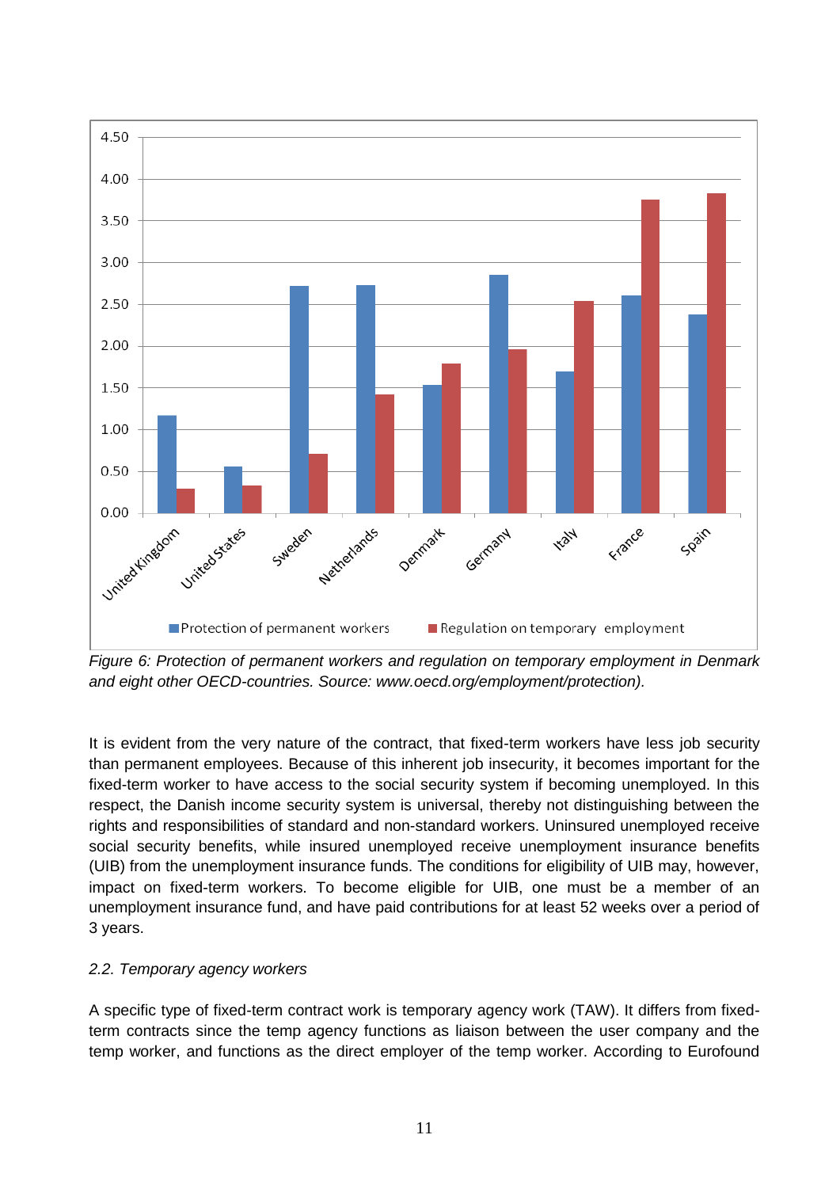*Figure 6: Protection of permanent workers and regulation on temporary employment in Denmark and eight other OECD-countries. Source: www.oecd.org/employment/protection).*

It is evident from the very nature of the contract, that fixed-term workers have less job security than permanent employees. Because of this inherent job insecurity, it becomes important for the fixed-term worker to have access to the social security system if becoming unemployed. In this respect, the Danish income security system is universal, thereby not distinguishing between the rights and responsibilities of standard and non-standard workers. Uninsured unemployed receive social security benefits, while insured unemployed receive unemployment insurance benefits (UIB) from the unemployment insurance funds. The conditions for eligibility of UIB may, however, impact on fixed-term workers. To become eligible for UIB, one must be a member of an unemployment insurance fund, and have paid contributions for at least 52 weeks over a period of 3 years.

### *2.2. Temporary agency workers*

A specific type of fixed-term contract work is temporary agency work (TAW). It differs from fixed-term contracts since the temp agency functions as liaison between the user company and the temp worker, and functions as the direct employer of the temp worker. According to Eurofound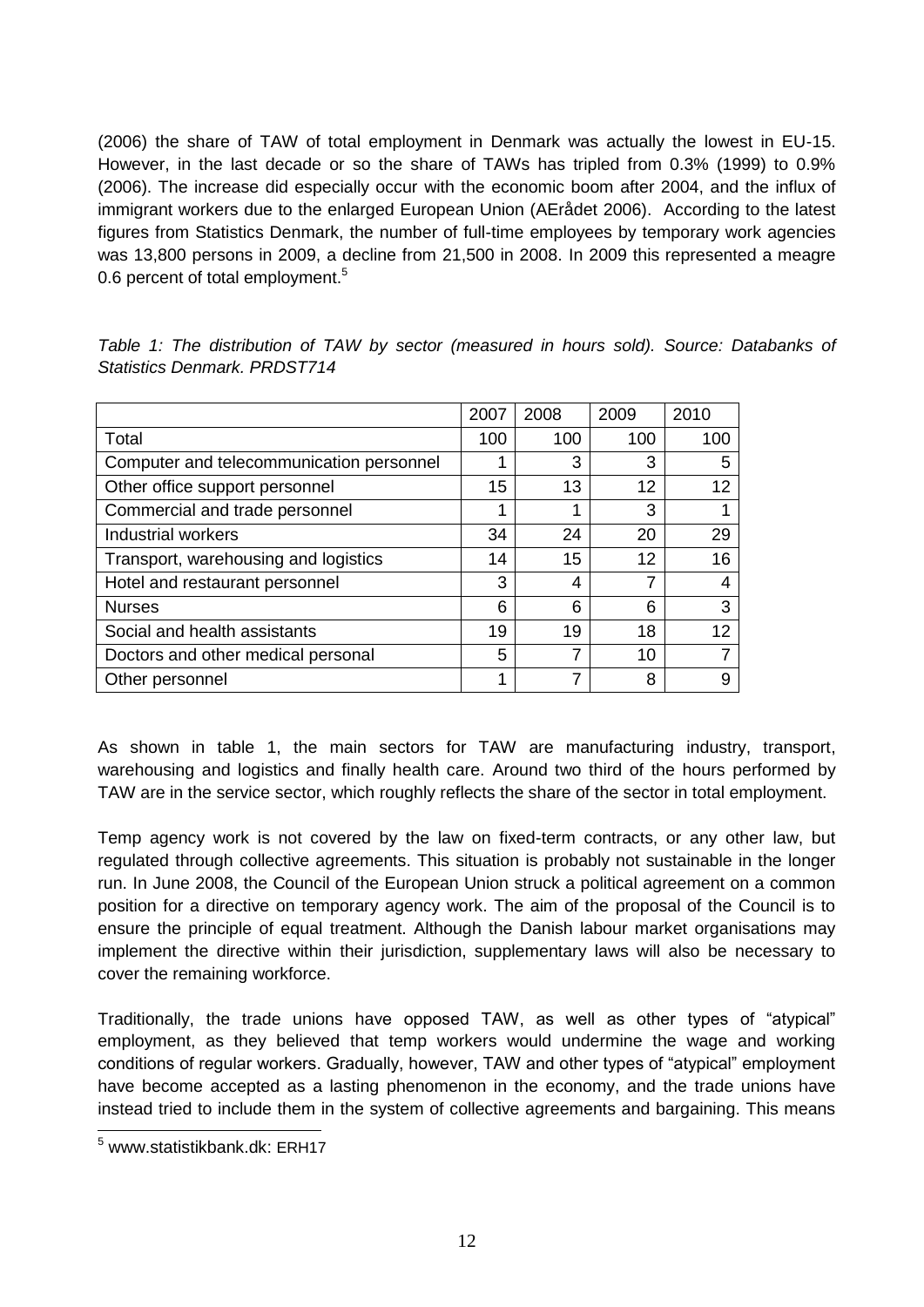(2006) the share of TAW of total employment in Denmark was actually the lowest in EU-15. However, in the last decade or so the share of TAWs has tripled from 0.3% (1999) to 0.9% (2006). The increase did especially occur with the economic boom after 2004, and the influx of immigrant workers due to the enlarged European Union (AErådet 2006). According to the latest figures from Statistics Denmark, the number of full-time employees by temporary work agencies was 13,800 persons in 2009, a decline from 21,500 in 2008. In 2009 this represented a meagre 0.6 percent of total employment.[5]

*Table 1: The distribution of TAW by sector (measured in hours sold). Source: Databanks of Statistics Denmark. PRDST714*

| | 2007 | 2008 | 2009 | 2010 |
|---|---|---|---|---|
| Total | 100 | 100 | 100 | 100 |
| Computer and telecommunication personnel | 1 | 3 | 3 | 5 |
| Other office support personnel | 15 | 13 | 12 | 12 |
| Commercial and trade personnel | 1 | 1 | 3 | 1 |
| Industrial workers | 34 | 24 | 20 | 29 |
| Transport, warehousing and logistics | 14 | 15 | 12 | 16 |
| Hotel and restaurant personnel | 3 | 4 | 7 | 4 |
| Nurses | 6 | 6 | 6 | 3 |
| Social and health assistants | 19 | 19 | 18 | 12 |
| Doctors and other medical personal | 5 | 7 | 10 | 7 |
| Other personnel | 1 | 7 | 8 | 9 |

As shown in table 1, the main sectors for TAW are manufacturing industry, transport, warehousing and logistics and finally health care. Around two third of the hours performed by TAW are in the service sector, which roughly reflects the share of the sector in total employment.

Temp agency work is not covered by the law on fixed-term contracts, or any other law, but regulated through collective agreements. This situation is probably not sustainable in the longer run. In June 2008, the Council of the European Union struck a political agreement on a common position for a directive on temporary agency work. The aim of the proposal of the Council is to ensure the principle of equal treatment. Although the Danish labour market organisations may implement the directive within their jurisdiction, supplementary laws will also be necessary to cover the remaining workforce.

Traditionally, the trade unions have opposed TAW, as well as other types of "atypical" employment, as they believed that temp workers would undermine the wage and working conditions of regular workers. Gradually, however, TAW and other types of "atypical" employment have become accepted as a lasting phenomenon in the economy, and the trade unions have instead tried to include them in the system of collective agreements and bargaining. This means

[5] www.statistikbank.dk: ERH17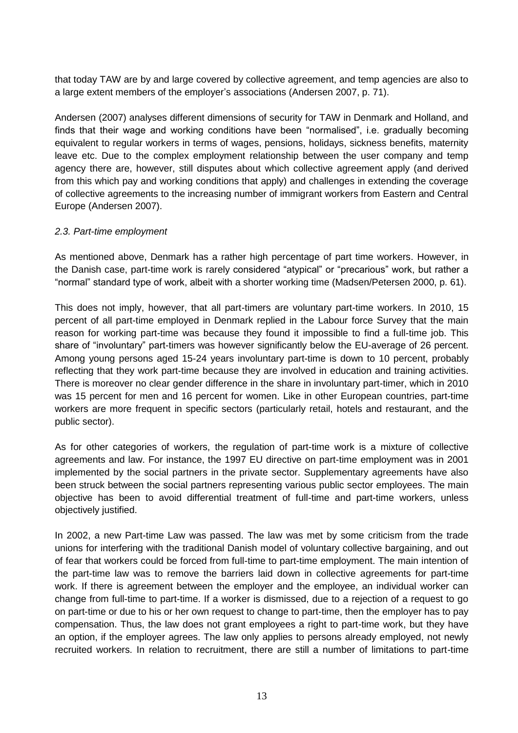that today TAW are by and large covered by collective agreement, and temp agencies are also to a large extent members of the employer's associations (Andersen 2007, p. 71).

Andersen (2007) analyses different dimensions of security for TAW in Denmark and Holland, and finds that their wage and working conditions have been "normalised", i.e. gradually becoming equivalent to regular workers in terms of wages, pensions, holidays, sickness benefits, maternity leave etc. Due to the complex employment relationship between the user company and temp agency there are, however, still disputes about which collective agreement apply (and derived from this which pay and working conditions that apply) and challenges in extending the coverage of collective agreements to the increasing number of immigrant workers from Eastern and Central Europe (Andersen 2007).

### *2.3. Part-time employment*

As mentioned above, Denmark has a rather high percentage of part time workers. However, in the Danish case, part-time work is rarely considered "atypical" or "precarious" work, but rather a "normal" standard type of work, albeit with a shorter working time (Madsen/Petersen 2000, p. 61).

This does not imply, however, that all part-timers are voluntary part-time workers. In 2010, 15 percent of all part-time employed in Denmark replied in the Labour force Survey that the main reason for working part-time was because they found it impossible to find a full-time job. This share of "involuntary" part-timers was however significantly below the EU-average of 26 percent. Among young persons aged 15-24 years involuntary part-time is down to 10 percent, probably reflecting that they work part-time because they are involved in education and training activities. There is moreover no clear gender difference in the share in involuntary part-timer, which in 2010 was 15 percent for men and 16 percent for women. Like in other European countries, part-time workers are more frequent in specific sectors (particularly retail, hotels and restaurant, and the public sector).

As for other categories of workers, the regulation of part-time work is a mixture of collective agreements and law. For instance, the 1997 EU directive on part-time employment was in 2001 implemented by the social partners in the private sector. Supplementary agreements have also been struck between the social partners representing various public sector employees. The main objective has been to avoid differential treatment of full-time and part-time workers, unless objectively justified.

In 2002, a new Part-time Law was passed. The law was met by some criticism from the trade unions for interfering with the traditional Danish model of voluntary collective bargaining, and out of fear that workers could be forced from full-time to part-time employment. The main intention of the part-time law was to remove the barriers laid down in collective agreements for part-time work. If there is agreement between the employer and the employee, an individual worker can change from full-time to part-time. If a worker is dismissed, due to a rejection of a request to go on part-time or due to his or her own request to change to part-time, then the employer has to pay compensation. Thus, the law does not grant employees a right to part-time work, but they have an option, if the employer agrees. The law only applies to persons already employed, not newly recruited workers. In relation to recruitment, there are still a number of limitations to part-time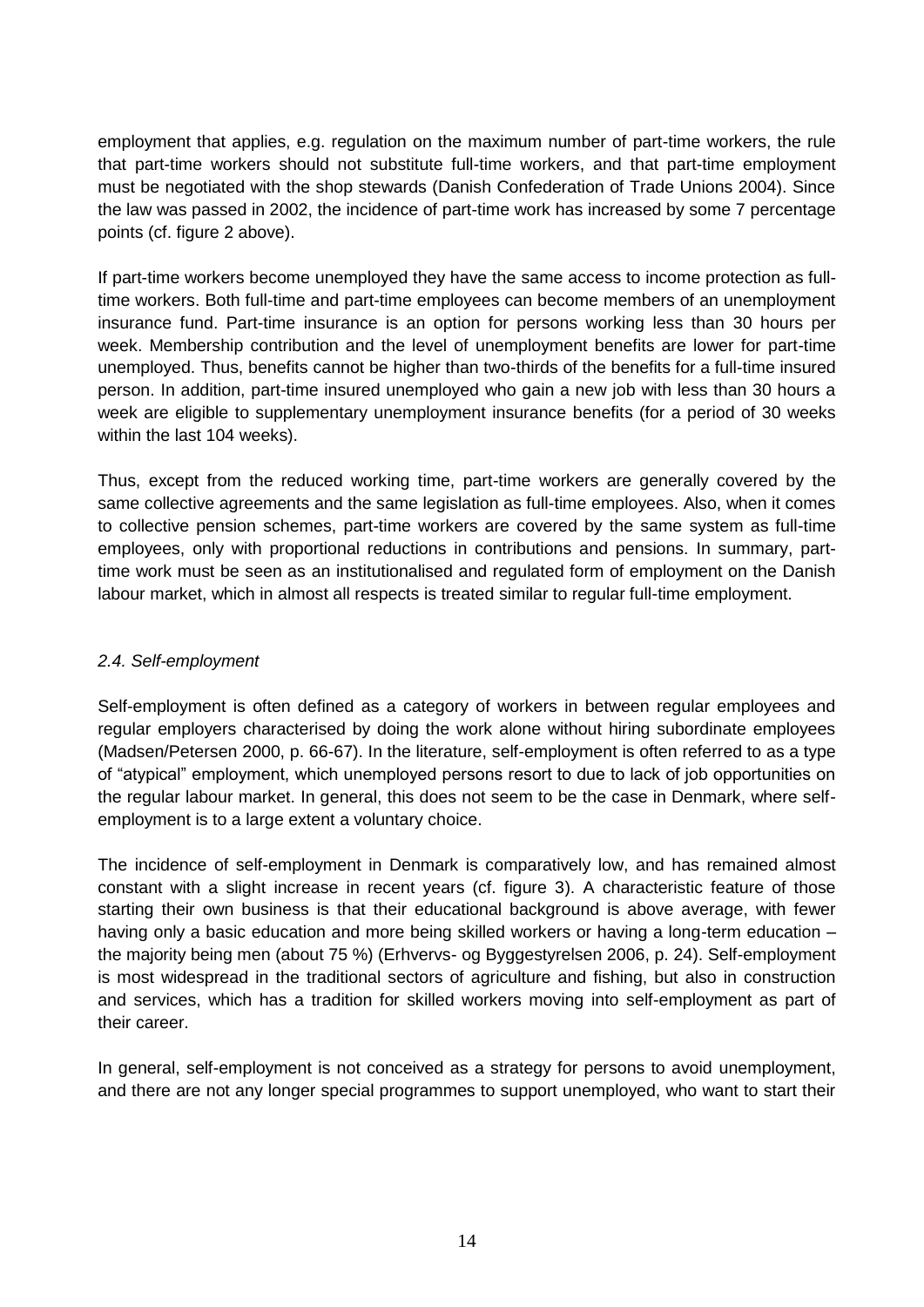employment that applies, e.g. regulation on the maximum number of part-time workers, the rule that part-time workers should not substitute full-time workers, and that part-time employment must be negotiated with the shop stewards (Danish Confederation of Trade Unions 2004). Since the law was passed in 2002, the incidence of part-time work has increased by some 7 percentage points (cf. figure 2 above).

If part-time workers become unemployed they have the same access to income protection as full-time workers. Both full-time and part-time employees can become members of an unemployment insurance fund. Part-time insurance is an option for persons working less than 30 hours per week. Membership contribution and the level of unemployment benefits are lower for part-time unemployed. Thus, benefits cannot be higher than two-thirds of the benefits for a full-time insured person. In addition, part-time insured unemployed who gain a new job with less than 30 hours a week are eligible to supplementary unemployment insurance benefits (for a period of 30 weeks within the last 104 weeks).

Thus, except from the reduced working time, part-time workers are generally covered by the same collective agreements and the same legislation as full-time employees. Also, when it comes to collective pension schemes, part-time workers are covered by the same system as full-time employees, only with proportional reductions in contributions and pensions. In summary, part-time work must be seen as an institutionalised and regulated form of employment on the Danish labour market, which in almost all respects is treated similar to regular full-time employment.

### *2.4. Self-employment*

Self-employment is often defined as a category of workers in between regular employees and regular employers characterised by doing the work alone without hiring subordinate employees (Madsen/Petersen 2000, p. 66-67). In the literature, self-employment is often referred to as a type of "atypical" employment, which unemployed persons resort to due to lack of job opportunities on the regular labour market. In general, this does not seem to be the case in Denmark, where self-employment is to a large extent a voluntary choice.

The incidence of self-employment in Denmark is comparatively low, and has remained almost constant with a slight increase in recent years (cf. figure 3). A characteristic feature of those starting their own business is that their educational background is above average, with fewer having only a basic education and more being skilled workers or having a long-term education – the majority being men (about 75 %) (Erhvervs- og Byggestyrelsen 2006, p. 24). Self-employment is most widespread in the traditional sectors of agriculture and fishing, but also in construction and services, which has a tradition for skilled workers moving into self-employment as part of their career.

In general, self-employment is not conceived as a strategy for persons to avoid unemployment, and there are not any longer special programmes to support unemployed, who want to start their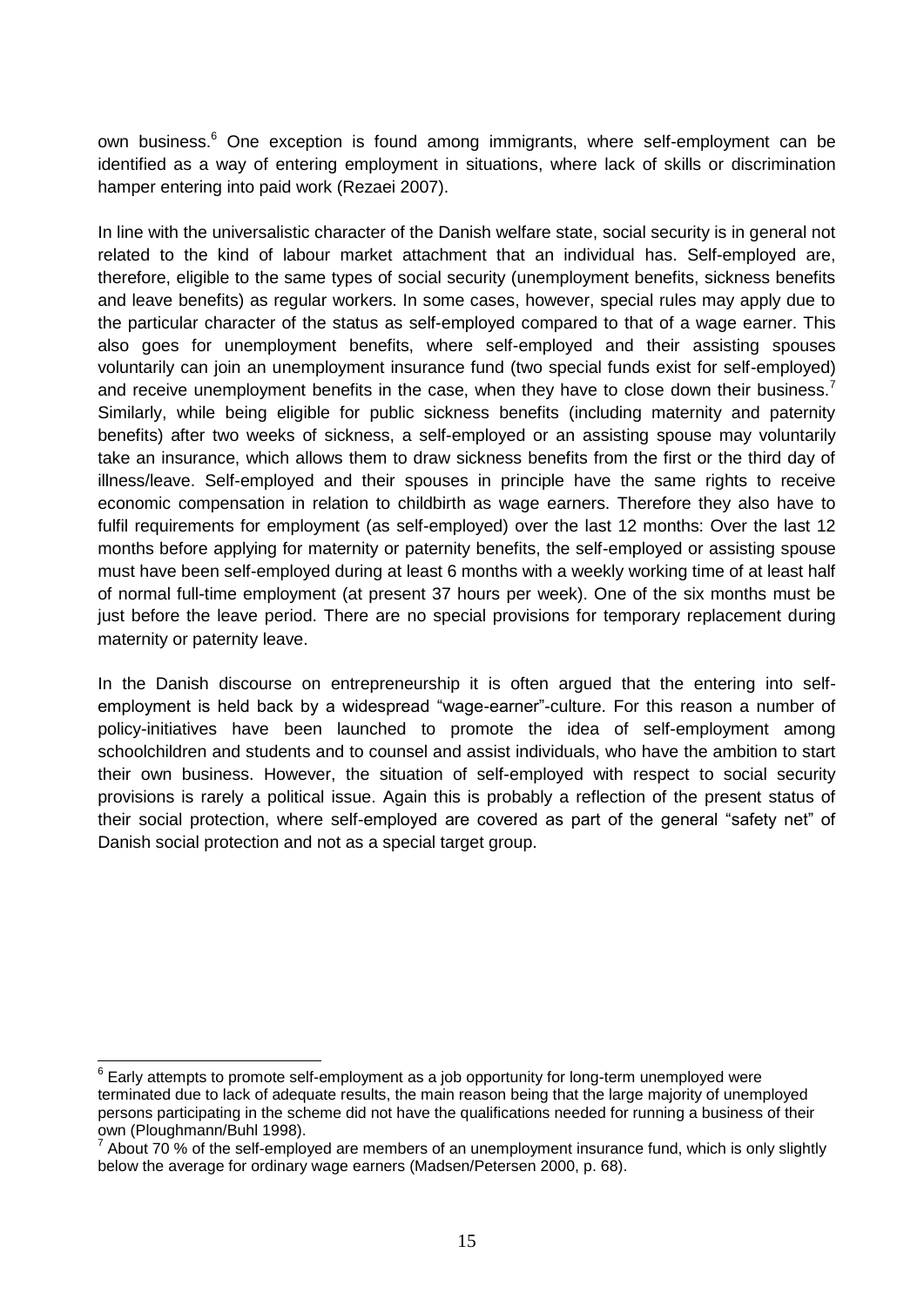own business.[6] One exception is found among immigrants, where self-employment can be identified as a way of entering employment in situations, where lack of skills or discrimination hamper entering into paid work (Rezaei 2007).

In line with the universalistic character of the Danish welfare state, social security is in general not related to the kind of labour market attachment that an individual has. Self-employed are, therefore, eligible to the same types of social security (unemployment benefits, sickness benefits and leave benefits) as regular workers. In some cases, however, special rules may apply due to the particular character of the status as self-employed compared to that of a wage earner. This also goes for unemployment benefits, where self-employed and their assisting spouses voluntarily can join an unemployment insurance fund (two special funds exist for self-employed) and receive unemployment benefits in the case, when they have to close down their business.[7] Similarly, while being eligible for public sickness benefits (including maternity and paternity benefits) after two weeks of sickness, a self-employed or an assisting spouse may voluntarily take an insurance, which allows them to draw sickness benefits from the first or the third day of illness/leave. Self-employed and their spouses in principle have the same rights to receive economic compensation in relation to childbirth as wage earners. Therefore they also have to fulfil requirements for employment (as self-employed) over the last 12 months: Over the last 12 months before applying for maternity or paternity benefits, the self-employed or assisting spouse must have been self-employed during at least 6 months with a weekly working time of at least half of normal full-time employment (at present 37 hours per week). One of the six months must be just before the leave period. There are no special provisions for temporary replacement during maternity or paternity leave.

In the Danish discourse on entrepreneurship it is often argued that the entering into self-employment is held back by a widespread "wage-earner"-culture. For this reason a number of policy-initiatives have been launched to promote the idea of self-employment among schoolchildren and students and to counsel and assist individuals, who have the ambition to start their own business. However, the situation of self-employed with respect to social security provisions is rarely a political issue. Again this is probably a reflection of the present status of their social protection, where self-employed are covered as part of the general "safety net" of Danish social protection and not as a special target group.

---

[6] Early attempts to promote self-employment as a job opportunity for long-term unemployed were terminated due to lack of adequate results, the main reason being that the large majority of unemployed persons participating in the scheme did not have the qualifications needed for running a business of their own (Ploughmann/Buhl 1998).

[7] About 70 % of the self-employed are members of an unemployment insurance fund, which is only slightly below the average for ordinary wage earners (Madsen/Petersen 2000, p. 68).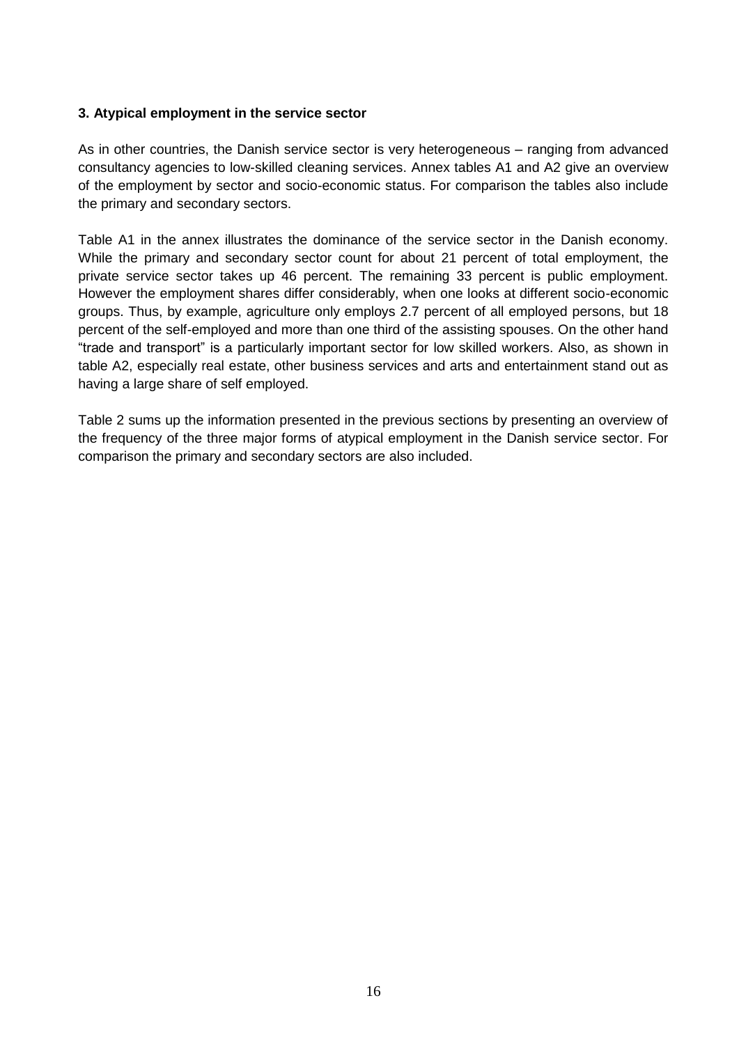### 3. Atypical employment in the service sector

As in other countries, the Danish service sector is very heterogeneous – ranging from advanced consultancy agencies to low-skilled cleaning services. Annex tables A1 and A2 give an overview of the employment by sector and socio-economic status. For comparison the tables also include the primary and secondary sectors.

Table A1 in the annex illustrates the dominance of the service sector in the Danish economy. While the primary and secondary sector count for about 21 percent of total employment, the private service sector takes up 46 percent. The remaining 33 percent is public employment. However the employment shares differ considerably, when one looks at different socio-economic groups. Thus, by example, agriculture only employs 2.7 percent of all employed persons, but 18 percent of the self-employed and more than one third of the assisting spouses. On the other hand "trade and transport" is a particularly important sector for low skilled workers. Also, as shown in table A2, especially real estate, other business services and arts and entertainment stand out as having a large share of self employed.

Table 2 sums up the information presented in the previous sections by presenting an overview of the frequency of the three major forms of atypical employment in the Danish service sector. For comparison the primary and secondary sectors are also included.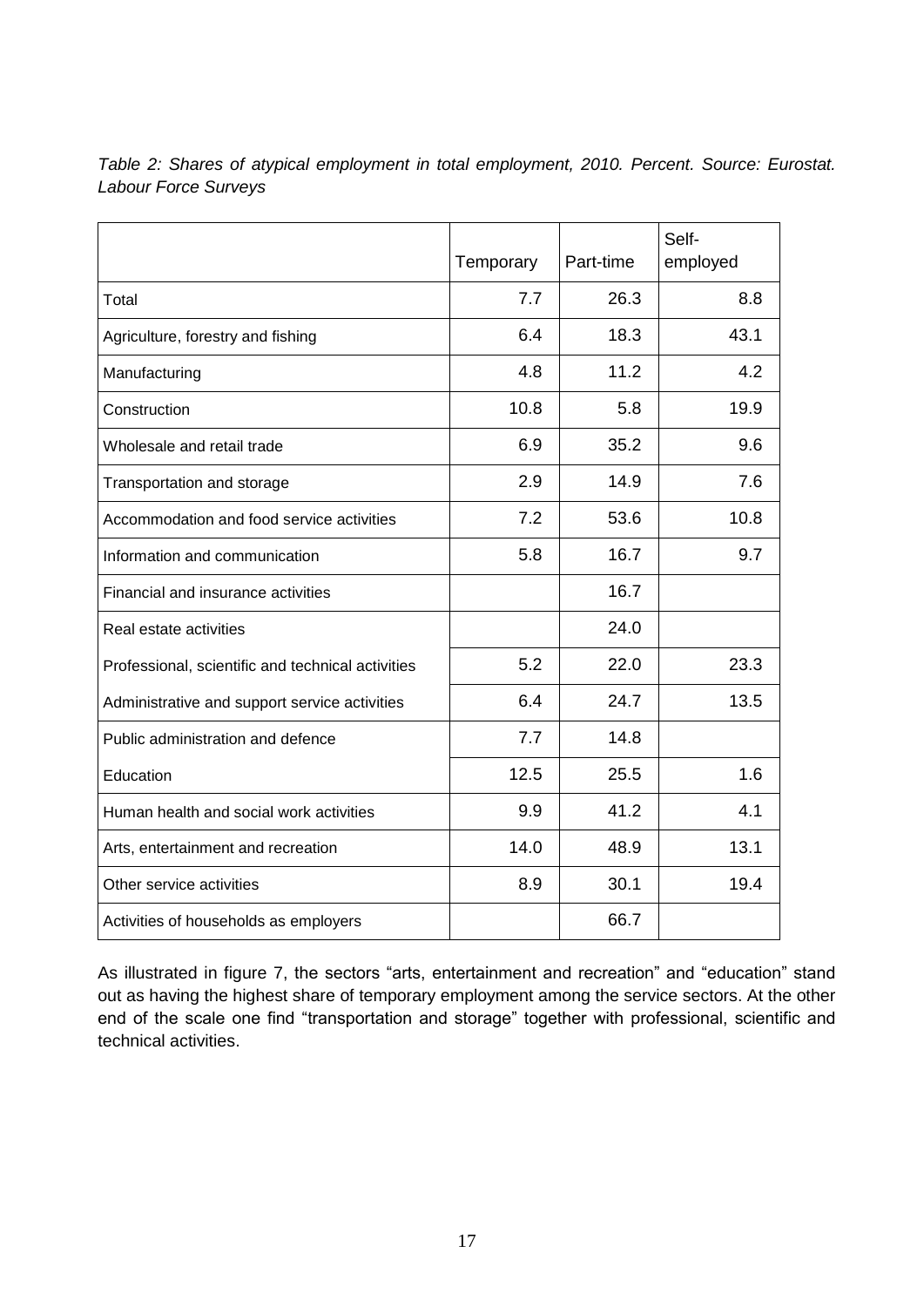*Table 2: Shares of atypical employment in total employment, 2010. Percent. Source: Eurostat. Labour Force Surveys*

| | Temporary | Part-time | Self-employed |
|---|---|---|---|
| Total | 7.7 | 26.3 | 8.8 |
| Agriculture, forestry and fishing | 6.4 | 18.3 | 43.1 |
| Manufacturing | 4.8 | 11.2 | 4.2 |
| Construction | 10.8 | 5.8 | 19.9 |
| Wholesale and retail trade | 6.9 | 35.2 | 9.6 |
| Transportation and storage | 2.9 | 14.9 | 7.6 |
| Accommodation and food service activities | 7.2 | 53.6 | 10.8 |
| Information and communication | 5.8 | 16.7 | 9.7 |
| Financial and insurance activities | | 16.7 | |
| Real estate activities | | 24.0 | |
| Professional, scientific and technical activities | 5.2 | 22.0 | 23.3 |
| Administrative and support service activities | 6.4 | 24.7 | 13.5 |
| Public administration and defence | 7.7 | 14.8 | |
| Education | 12.5 | 25.5 | 1.6 |
| Human health and social work activities | 9.9 | 41.2 | 4.1 |
| Arts, entertainment and recreation | 14.0 | 48.9 | 13.1 |
| Other service activities | 8.9 | 30.1 | 19.4 |
| Activities of households as employers | | 66.7 | |

As illustrated in figure 7, the sectors "arts, entertainment and recreation" and "education" stand out as having the highest share of temporary employment among the service sectors. At the other end of the scale one find "transportation and storage" together with professional, scientific and technical activities.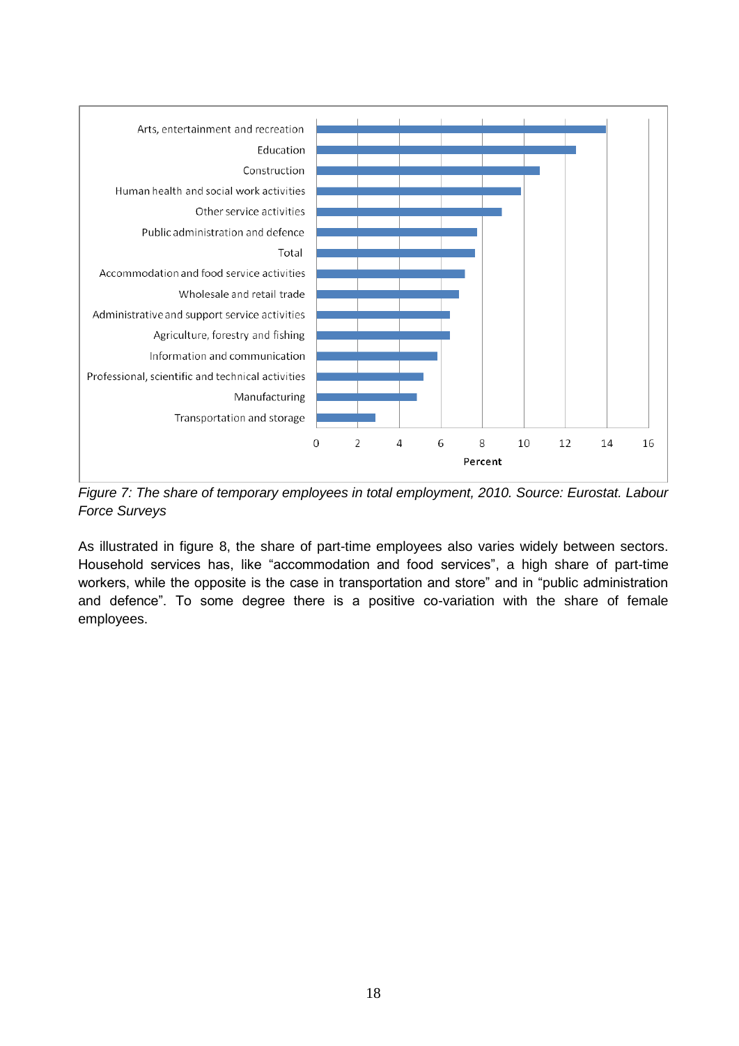Figure 7: The share of temporary employees in total employment, 2010. Source: Eurostat. Labour Force Surveys

As illustrated in figure 8, the share of part-time employees also varies widely between sectors. Household services has, like “accommodation and food services”, a high share of part-time workers, while the opposite is the case in transportation and store” and in “public administration and defence”. To some degree there is a positive co-variation with the share of female employees.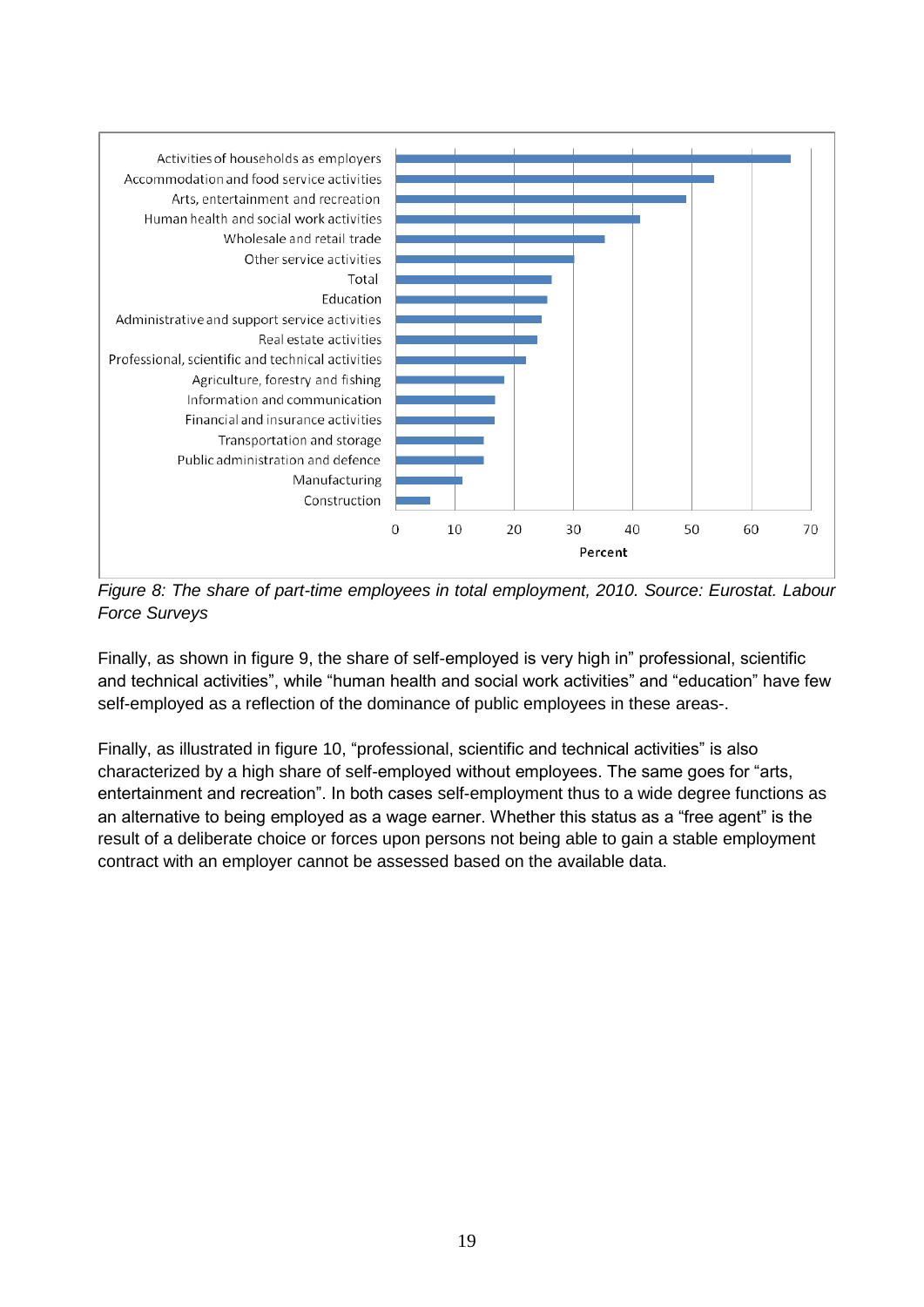*Figure 8: The share of part-time employees in total employment, 2010. Source: Eurostat. Labour Force Surveys*

Finally, as shown in figure 9, the share of self-employed is very high in" professional, scientific and technical activities", while "human health and social work activities" and "education" have few self-employed as a reflection of the dominance of public employees in these areas-.

Finally, as illustrated in figure 10, "professional, scientific and technical activities" is also characterized by a high share of self-employed without employees. The same goes for "arts, entertainment and recreation". In both cases self-employment thus to a wide degree functions as an alternative to being employed as a wage earner. Whether this status as a "free agent" is the result of a deliberate choice or forces upon persons not being able to gain a stable employment contract with an employer cannot be assessed based on the available data.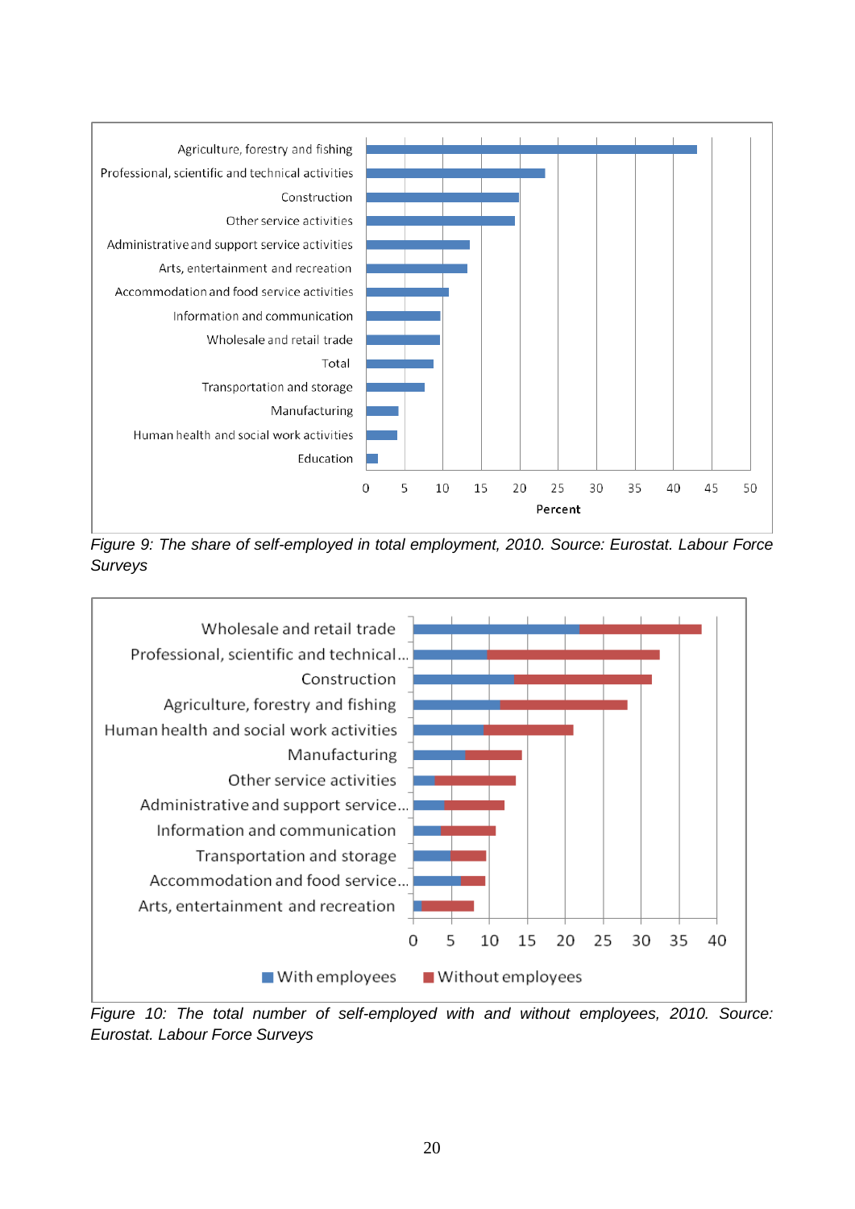Figure 9: The share of self-employed in total employment, 2010. Source: Eurostat. Labour Force Surveys

Figure 10: The total number of self-employed with and without employees, 2010. Source: Eurostat. Labour Force Surveys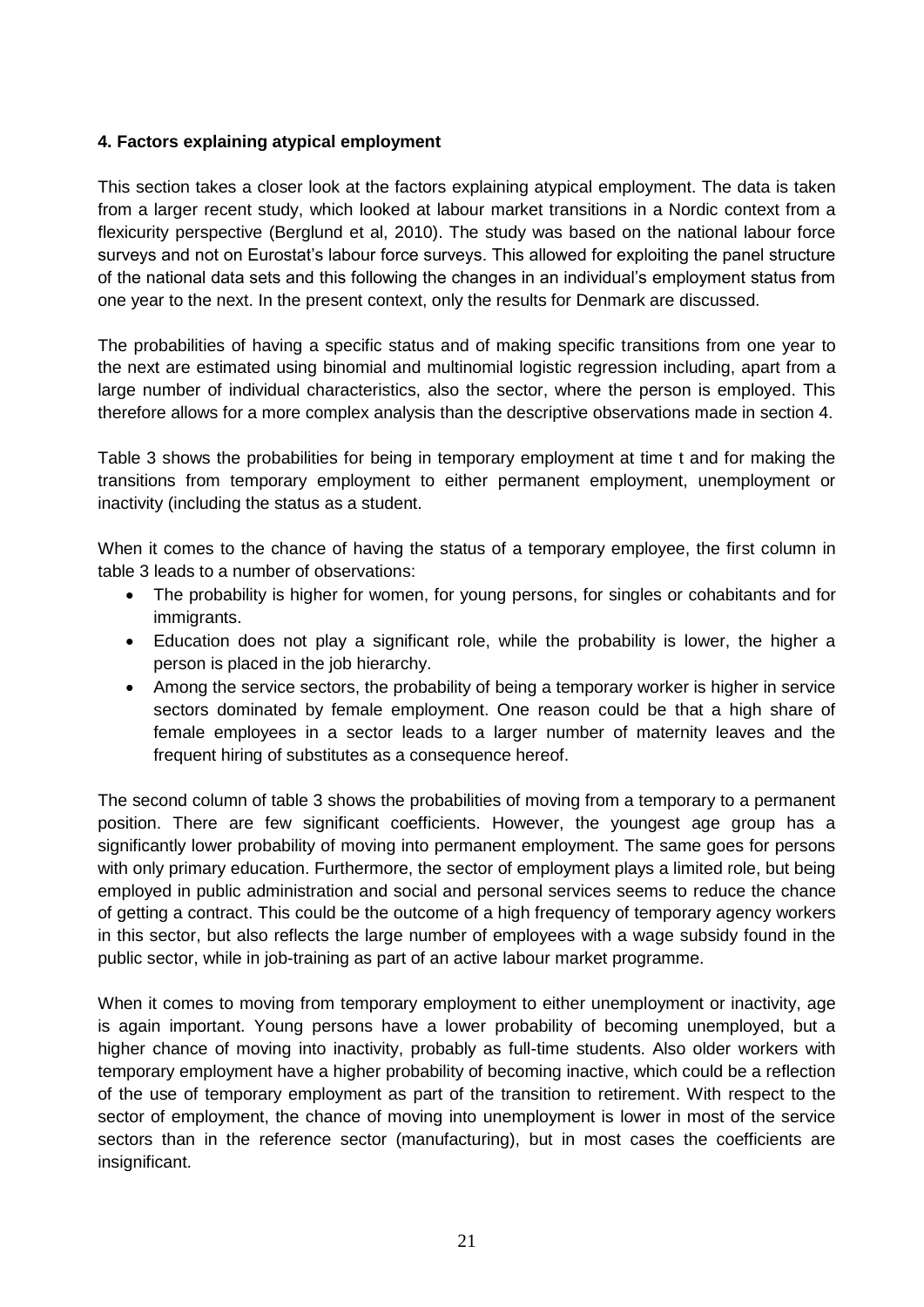## 4. Factors explaining atypical employment

This section takes a closer look at the factors explaining atypical employment. The data is taken from a larger recent study, which looked at labour market transitions in a Nordic context from a flexicurity perspective (Berglund et al, 2010). The study was based on the national labour force surveys and not on Eurostat's labour force surveys. This allowed for exploiting the panel structure of the national data sets and this following the changes in an individual's employment status from one year to the next. In the present context, only the results for Denmark are discussed.

The probabilities of having a specific status and of making specific transitions from one year to the next are estimated using binomial and multinomial logistic regression including, apart from a large number of individual characteristics, also the sector, where the person is employed. This therefore allows for a more complex analysis than the descriptive observations made in section 4.

Table 3 shows the probabilities for being in temporary employment at time t and for making the transitions from temporary employment to either permanent employment, unemployment or inactivity (including the status as a student.

When it comes to the chance of having the status of a temporary employee, the first column in table 3 leads to a number of observations:

- The probability is higher for women, for young persons, for singles or cohabitants and for immigrants.
- Education does not play a significant role, while the probability is lower, the higher a person is placed in the job hierarchy.
- Among the service sectors, the probability of being a temporary worker is higher in service sectors dominated by female employment. One reason could be that a high share of female employees in a sector leads to a larger number of maternity leaves and the frequent hiring of substitutes as a consequence hereof.

The second column of table 3 shows the probabilities of moving from a temporary to a permanent position. There are few significant coefficients. However, the youngest age group has a significantly lower probability of moving into permanent employment. The same goes for persons with only primary education. Furthermore, the sector of employment plays a limited role, but being employed in public administration and social and personal services seems to reduce the chance of getting a contract. This could be the outcome of a high frequency of temporary agency workers in this sector, but also reflects the large number of employees with a wage subsidy found in the public sector, while in job-training as part of an active labour market programme.

When it comes to moving from temporary employment to either unemployment or inactivity, age is again important. Young persons have a lower probability of becoming unemployed, but a higher chance of moving into inactivity, probably as full-time students. Also older workers with temporary employment have a higher probability of becoming inactive, which could be a reflection of the use of temporary employment as part of the transition to retirement. With respect to the sector of employment, the chance of moving into unemployment is lower in most of the service sectors than in the reference sector (manufacturing), but in most cases the coefficients are insignificant.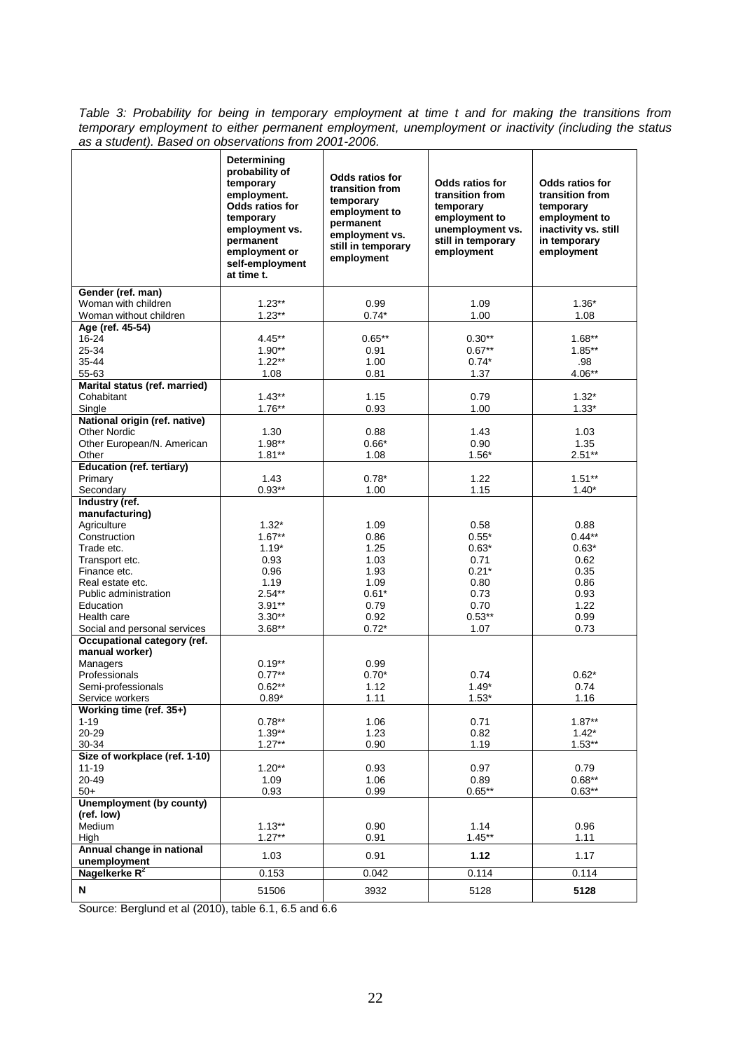*Table 3: Probability for being in temporary employment at time t and for making the transitions from temporary employment to either permanent employment, unemployment or inactivity (including the status as a student). Based on observations from 2001-2006.*

| | Determining probability of temporary employment. Odds ratios for temporary employment vs. permanent employment or self-employment at time t. | Odds ratios for transition from temporary employment to permanent employment vs. still in temporary employment | Odds ratios for transition from temporary employment to unemployment vs. still in temporary employment | Odds ratios for transition from temporary employment to inactivity vs. still in temporary employment |
|---|---|---|---|---|
| **Gender (ref. man)** | | | | |
| Woman with children | 1.23** | 0.99 | 1.09 | 1.36* |
| Woman without children | 1.23** | 0.74* | 1.00 | 1.08 |
| **Age (ref. 45-54)** | | | | |
| 16-24 | 4.45** | 0.65** | 0.30** | 1.68** |
| 25-34 | 1.90** | 0.91 | 0.67** | 1.85** |
| 35-44 | 1.22** | 1.00 | 0.74* | .98 |
| 55-63 | 1.08 | 0.81 | 1.37 | 4.06** |
| **Marital status (ref. married)** | | | | |
| Cohabitant | 1.43** | 1.15 | 0.79 | 1.32* |
| Single | 1.76** | 0.93 | 1.00 | 1.33* |
| **National origin (ref. native)** | | | | |
| Other Nordic | 1.30 | 0.88 | 1.43 | 1.03 |
| Other European/N. American | 1.98** | 0.66* | 0.90 | 1.35 |
| Other | 1.81** | 1.08 | 1.56* | 2.51** |
| **Education (ref. tertiary)** | | | | |
| Primary | 1.43 | 0.78* | 1.22 | 1.51** |
| Secondary | 0.93** | 1.00 | 1.15 | 1.40* |
| **Industry (ref. manufacturing)** | | | | |
| Agriculture | 1.32* | 1.09 | 0.58 | 0.88 |
| Construction | 1.67** | 0.86 | 0.55* | 0.44** |
| Trade etc. | 1.19* | 1.25 | 0.63* | 0.63* |
| Transport etc. | 0.93 | 1.03 | 0.71 | 0.62 |
| Finance etc. | 0.96 | 1.93 | 0.21* | 0.35 |
| Real estate etc. | 1.19 | 1.09 | 0.80 | 0.86 |
| Public administration | 2.54** | 0.61* | 0.73 | 0.93 |
| Education | 3.91** | 0.79 | 0.70 | 1.22 |
| Health care | 3.30** | 0.92 | 0.53** | 0.99 |
| Social and personal services | 3.68** | 0.72* | 1.07 | 0.73 |
| **Occupational category (ref. manual worker)** | | | | |
| Managers | 0.19** | 0.99 | | |
| Professionals | 0.77** | 0.70* | 0.74 | 0.62* |
| Semi-professionals | 0.62** | 1.12 | 1.49* | 0.74 |
| Service workers | 0.89* | 1.11 | 1.53* | 1.16 |
| **Working time (ref. 35+)** | | | | |
| 1-19 | 0.78** | 1.06 | 0.71 | 1.87** |
| 20-29 | 1.39** | 1.23 | 0.82 | 1.42* |
| 30-34 | 1.27** | 0.90 | 1.19 | 1.53** |
| **Size of workplace (ref. 1-10)** | | | | |
| 11-19 | 1.20** | 0.93 | 0.97 | 0.79 |
| 20-49 | 1.09 | 1.06 | 0.89 | 0.68** |
| 50+ | 0.93 | 0.99 | 0.65** | 0.63** |
| **Unemployment (by county) (ref. low)** | | | | |
| Medium | 1.13** | 0.90 | 1.14 | 0.96 |
| High | 1.27** | 0.91 | 1.45** | 1.11 |
| **Annual change in national unemployment** | 1.03 | 0.91 | **1.12** | 1.17 |
| **Nagelkerke $R^2$** | 0.153 | 0.042 | 0.114 | 0.114 |
| **N** | 51506 | 3932 | 5128 | **5128** |

Source: Berglund et al (2010), table 6.1, 6.5 and 6.6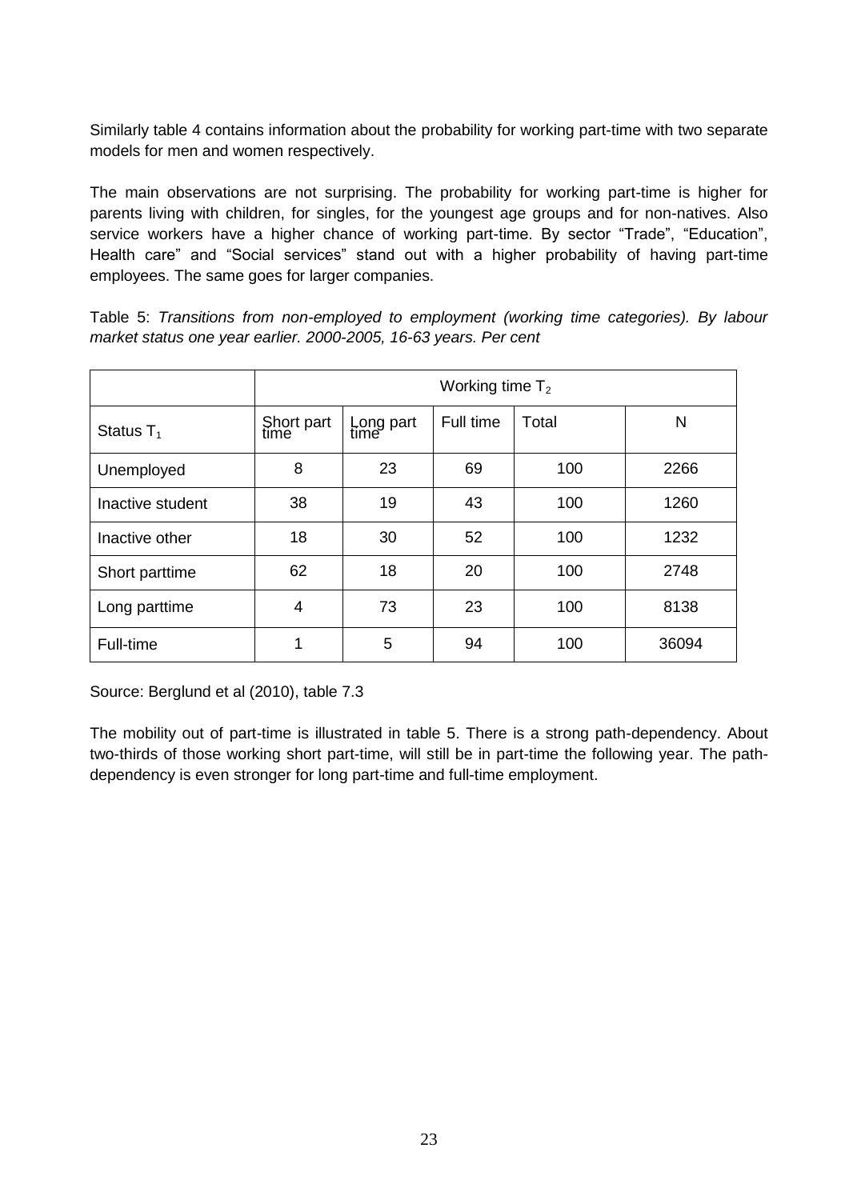Similarly table 4 contains information about the probability for working part-time with two separate models for men and women respectively.

The main observations are not surprising. The probability for working part-time is higher for parents living with children, for singles, for the youngest age groups and for non-natives. Also service workers have a higher chance of working part-time. By sector "Trade", "Education", Health care" and "Social services" stand out with a higher probability of having part-time employees. The same goes for larger companies.

Table 5: *Transitions from non-employed to employment (working time categories). By labour market status one year earlier. 2000-2005, 16-63 years. Per cent*

| | Working time $T_2$ | | | | |
|---|---|---|---|---|---|
| Status $T_1$ | Short part time | Long part time | Full time | Total | N |
| Unemployed | 8 | 23 | 69 | 100 | 2266 |
| Inactive student | 38 | 19 | 43 | 100 | 1260 |
| Inactive other | 18 | 30 | 52 | 100 | 1232 |
| Short parttime | 62 | 18 | 20 | 100 | 2748 |
| Long parttime | 4 | 73 | 23 | 100 | 8138 |
| Full-time | 1 | 5 | 94 | 100 | 36094 |

Source: Berglund et al (2010), table 7.3

The mobility out of part-time is illustrated in table 5. There is a strong path-dependency. About two-thirds of those working short part-time, will still be in part-time the following year. The path-dependency is even stronger for long part-time and full-time employment.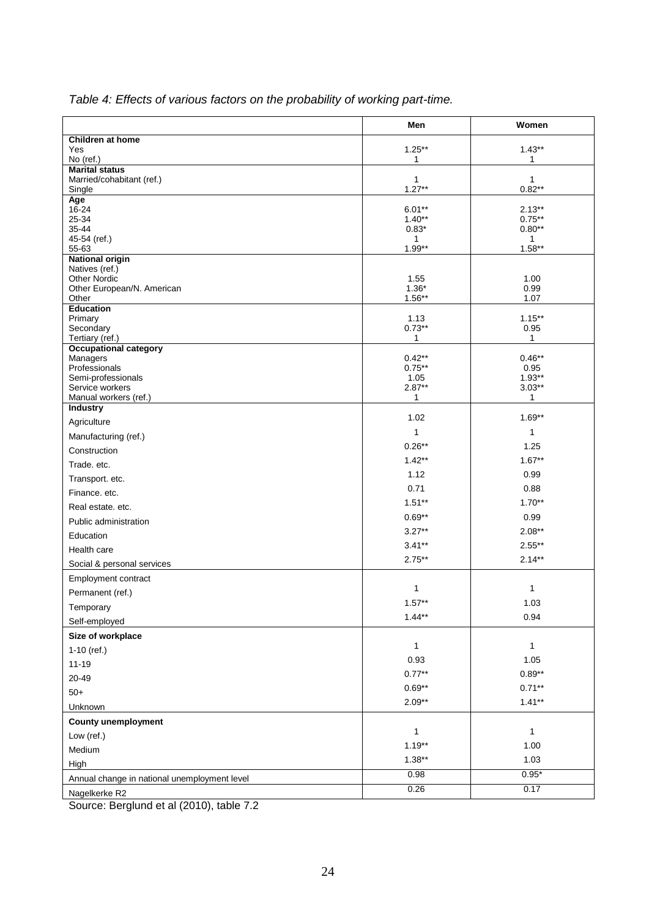*Table 4: Effects of various factors on the probability of working part-time.*

| | Men | Women |
|---|---|---|
| **Children at home** | | |
| Yes | 1.25** | 1.43** |
| No (ref.) | 1 | 1 |
| **Marital status** | | |
| Married/cohabitant (ref.) | 1 | 1 |
| Single | 1.27** | 0.82** |
| **Age** | | |
| 16-24 | 6.01** | 2.13** |
| 25-34 | 1.40** | 0.75** |
| 35-44 | 0.83* | 0.80** |
| 45-54 (ref.) | 1 | 1 |
| 55-63 | 1.99** | 1.58** |
| **National origin** | | |
| Natives (ref.) | | |
| Other Nordic | 1.55 | 1.00 |
| Other European/N. American | 1.36* | 0.99 |
| Other | 1.56** | 1.07 |
| **Education** | | |
| Primary | 1.13 | 1.15** |
| Secondary | 0.73** | 0.95 |
| Tertiary (ref.) | 1 | 1 |
| **Occupational category** | | |
| Managers | 0.42** | 0.46** |
| Professionals | 0.75** | 0.95 |
| Semi-professionals | 1.05 | 1.93** |
| Service workers | 2.87** | 3.03** |
| Manual workers (ref.) | 1 | 1 |
| **Industry** | | |
| Agriculture | 1.02 | 1.69** |
| Manufacturing (ref.) | 1 | 1 |
| Construction | 0.26** | 1.25 |
| Trade. etc. | 1.42** | 1.67** |
| Transport. etc. | 1.12 | 0.99 |
| Finance. etc. | 0.71 | 0.88 |
| Real estate. etc. | 1.51** | 1.70** |
| Public administration | 0.69** | 0.99 |
| Education | 3.27** | 2.08** |
| Health care | 3.41** | 2.55** |
| Social & personal services | 2.75** | 2.14** |
| Employment contract | | |
| Permanent (ref.) | 1 | 1 |
| Temporary | 1.57** | 1.03 |
| Self-employed | 1.44** | 0.94 |
| **Size of workplace** | | |
| 1-10 (ref.) | 1 | 1 |
| 11-19 | 0.93 | 1.05 |
| 20-49 | 0.77** | 0.89** |
| 50+ | 0.69** | 0.71** |
| Unknown | 2.09** | 1.41** |
| **County unemployment** | | |
| Low (ref.) | 1 | 1 |
| Medium | 1.19** | 1.00 |
| High | 1.38** | 1.03 |
| Annual change in national unemployment level | 0.98 | 0.95* |
| Nagelkerke $R^2$ | 0.26 | 0.17 |

Source: Berglund et al (2010), table 7.2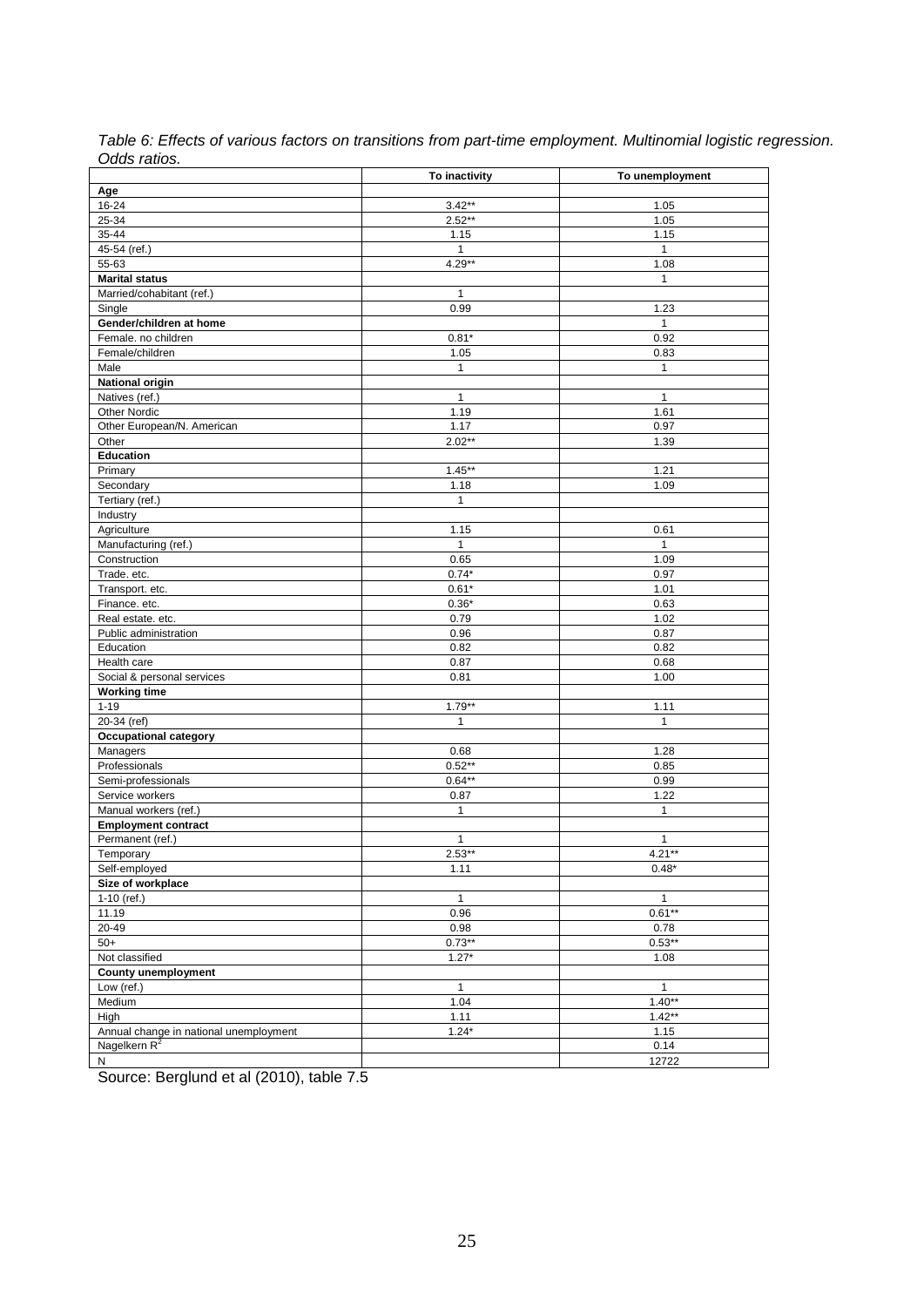*Table 6: Effects of various factors on transitions from part-time employment. Multinomial logistic regression. Odds ratios.*

| | To inactivity | To unemployment |
|---|---|---|
| **Age** | | |
| 16-24 | 3.42** | 1.05 |
| 25-34 | 2.52** | 1.05 |
| 35-44 | 1.15 | 1.15 |
| 45-54 (ref.) | 1 | 1 |
| 55-63 | 4.29** | 1.08 |
| **Marital status** | | 1 |
| Married/cohabitant (ref.) | 1 | |
| Single | 0.99 | 1.23 |
| **Gender/children at home** | | 1 |
| Female. no children | 0.81* | 0.92 |
| Female/children | 1.05 | 0.83 |
| Male | 1 | 1 |
| **National origin** | | |
| Natives (ref.) | 1 | 1 |
| Other Nordic | 1.19 | 1.61 |
| Other European/N. American | 1.17 | 0.97 |
| Other | 2.02** | 1.39 |
| **Education** | | |
| Primary | 1.45** | 1.21 |
| Secondary | 1.18 | 1.09 |
| Tertiary (ref.) | 1 | |
| Industry | | |
| Agriculture | 1.15 | 0.61 |
| Manufacturing (ref.) | 1 | 1 |
| Construction | 0.65 | 1.09 |
| Trade. etc. | 0.74* | 0.97 |
| Transport. etc. | 0.61* | 1.01 |
| Finance. etc. | 0.36* | 0.63 |
| Real estate. etc. | 0.79 | 1.02 |
| Public administration | 0.96 | 0.87 |
| Education | 0.82 | 0.82 |
| Health care | 0.87 | 0.68 |
| Social & personal services | 0.81 | 1.00 |
| **Working time** | | |
| 1-19 | 1.79** | 1.11 |
| 20-34 (ref) | 1 | 1 |
| **Occupational category** | | |
| Managers | 0.68 | 1.28 |
| Professionals | 0.52** | 0.85 |
| Semi-professionals | 0.64** | 0.99 |
| Service workers | 0.87 | 1.22 |
| Manual workers (ref.) | 1 | 1 |
| **Employment contract** | | |
| Permanent (ref.) | 1 | 1 |
| Temporary | 2.53** | 4.21** |
| Self-employed | 1.11 | 0.48* |
| **Size of workplace** | | |
| 1-10 (ref.) | 1 | 1 |
| 11.19 | 0.96 | 0.61** |
| 20-49 | 0.98 | 0.78 |
| 50+ | 0.73** | 0.53** |
| Not classified | 1.27* | 1.08 |
| **County unemployment** | | |
| Low (ref.) | 1 | 1 |
| Medium | 1.04 | 1.40** |
| High | 1.11 | 1.42** |
| Annual change in national unemployment | 1.24* | 1.15 |
| Nagelkern $R^2$ | | 0.14 |
| N | | 12722 |

Source: Berglund et al (2010), table 7.5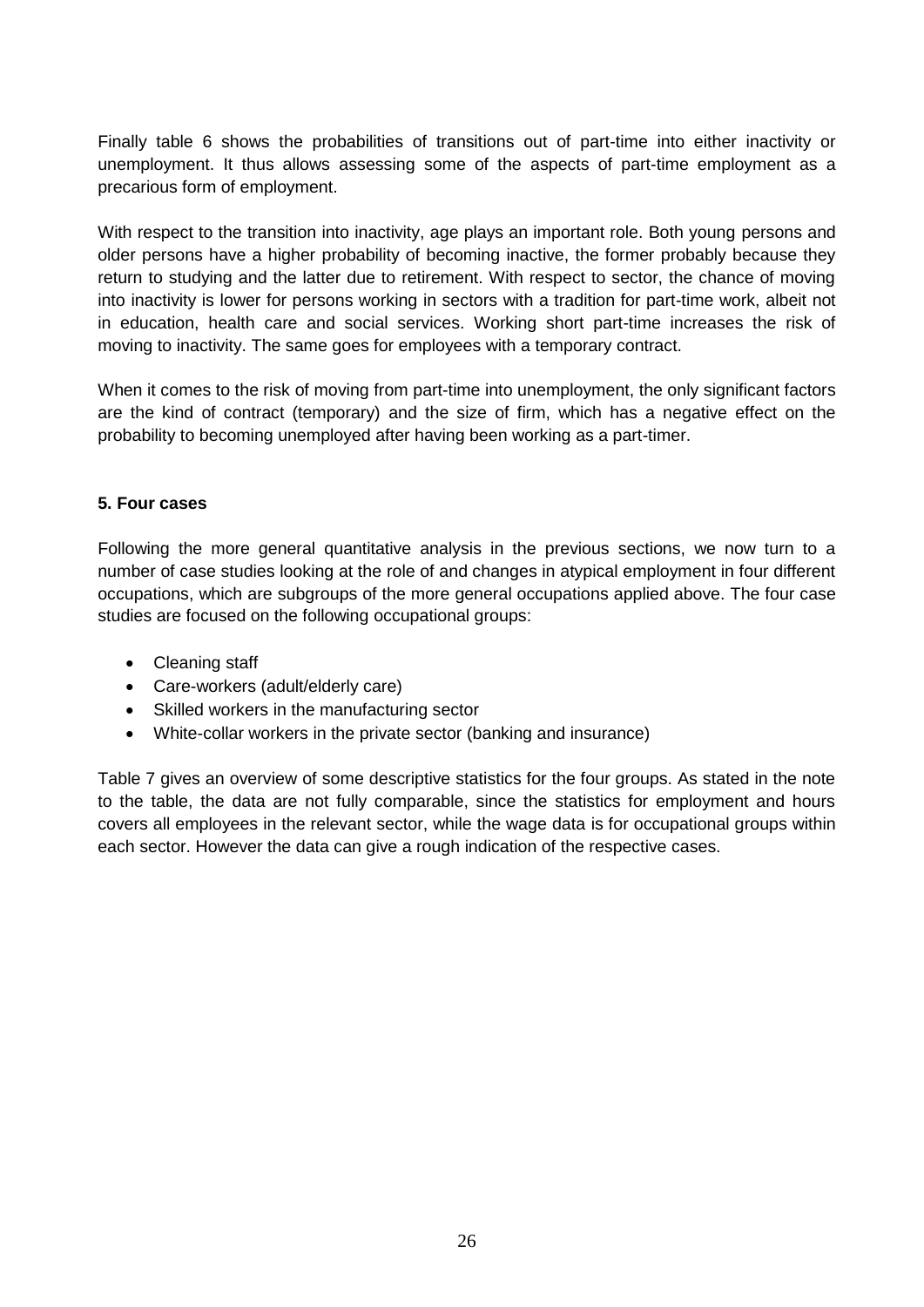Finally table 6 shows the probabilities of transitions out of part-time into either inactivity or unemployment. It thus allows assessing some of the aspects of part-time employment as a precarious form of employment.

With respect to the transition into inactivity, age plays an important role. Both young persons and older persons have a higher probability of becoming inactive, the former probably because they return to studying and the latter due to retirement. With respect to sector, the chance of moving into inactivity is lower for persons working in sectors with a tradition for part-time work, albeit not in education, health care and social services. Working short part-time increases the risk of moving to inactivity. The same goes for employees with a temporary contract.

When it comes to the risk of moving from part-time into unemployment, the only significant factors are the kind of contract (temporary) and the size of firm, which has a negative effect on the probability to becoming unemployed after having been working as a part-timer.

### 5. Four cases

Following the more general quantitative analysis in the previous sections, we now turn to a number of case studies looking at the role of and changes in atypical employment in four different occupations, which are subgroups of the more general occupations applied above. The four case studies are focused on the following occupational groups:

- Cleaning staff
- Care-workers (adult/elderly care)
- Skilled workers in the manufacturing sector
- White-collar workers in the private sector (banking and insurance)

Table 7 gives an overview of some descriptive statistics for the four groups. As stated in the note to the table, the data are not fully comparable, since the statistics for employment and hours covers all employees in the relevant sector, while the wage data is for occupational groups within each sector. However the data can give a rough indication of the respective cases.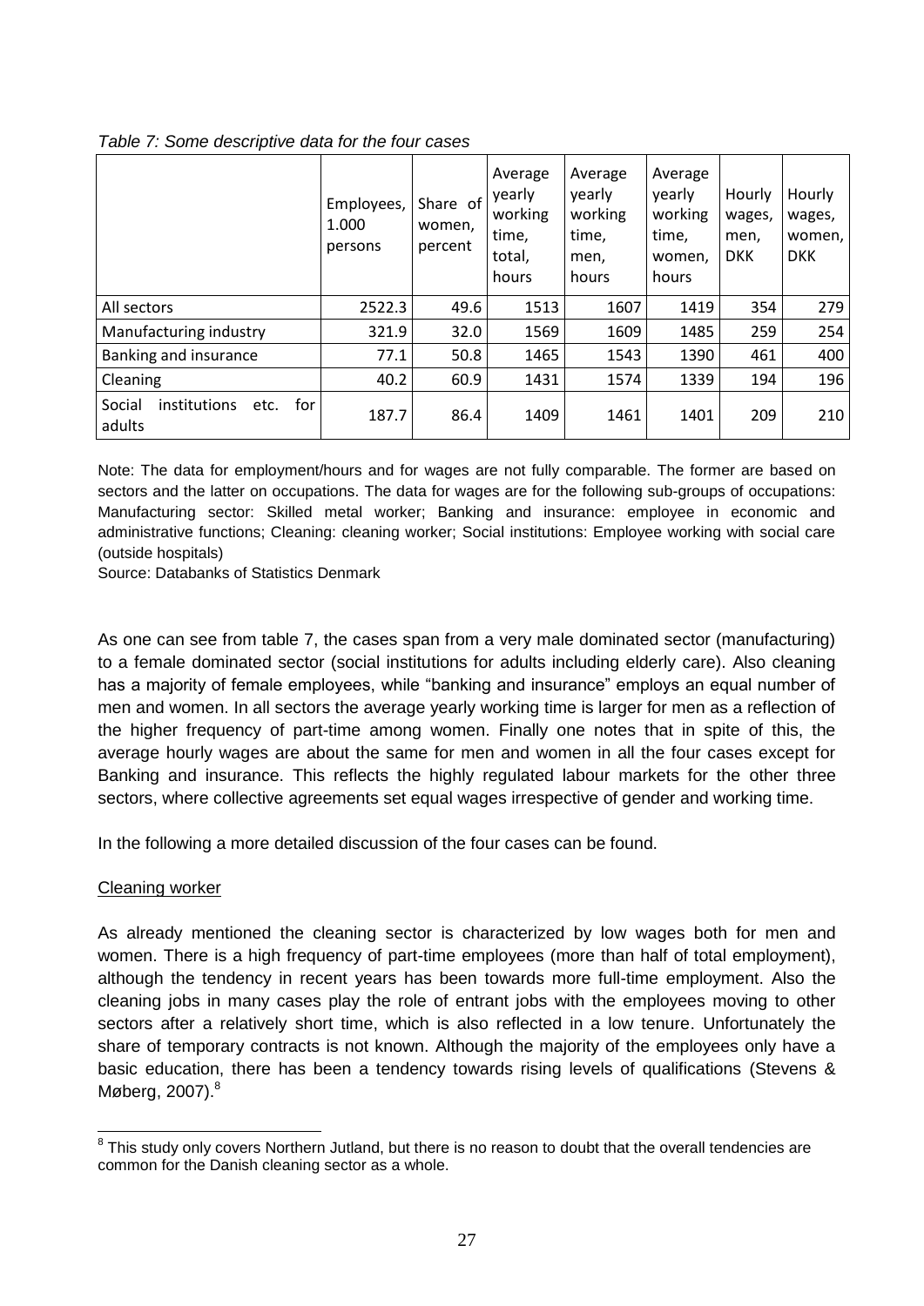*Table 7: Some descriptive data for the four cases*

| | Employees, 1.000 persons | Share of women, percent | Average yearly working time, total, hours | Average yearly working time, men, hours | Average yearly working time, women, hours | Hourly wages, men, DKK | Hourly wages, women, DKK |
|---|---|---|---|---|---|---|---|
| All sectors | 2522.3 | 49.6 | 1513 | 1607 | 1419 | 354 | 279 |
| Manufacturing industry | 321.9 | 32.0 | 1569 | 1609 | 1485 | 259 | 254 |
| Banking and insurance | 77.1 | 50.8 | 1465 | 1543 | 1390 | 461 | 400 |
| Cleaning | 40.2 | 60.9 | 1431 | 1574 | 1339 | 194 | 196 |
| Social institutions etc. for adults | 187.7 | 86.4 | 1409 | 1461 | 1401 | 209 | 210 |

Note: The data for employment/hours and for wages are not fully comparable. The former are based on sectors and the latter on occupations. The data for wages are for the following sub-groups of occupations: Manufacturing sector: Skilled metal worker; Banking and insurance: employee in economic and administrative functions; Cleaning: cleaning worker; Social institutions: Employee working with social care (outside hospitals)

Source: Databanks of Statistics Denmark

As one can see from table 7, the cases span from a very male dominated sector (manufacturing) to a female dominated sector (social institutions for adults including elderly care). Also cleaning has a majority of female employees, while "banking and insurance" employs an equal number of men and women. In all sectors the average yearly working time is larger for men as a reflection of the higher frequency of part-time among women. Finally one notes that in spite of this, the average hourly wages are about the same for men and women in all the four cases except for Banking and insurance. This reflects the highly regulated labour markets for the other three sectors, where collective agreements set equal wages irrespective of gender and working time.

In the following a more detailed discussion of the four cases can be found.

Cleaning worker

As already mentioned the cleaning sector is characterized by low wages both for men and women. There is a high frequency of part-time employees (more than half of total employment), although the tendency in recent years has been towards more full-time employment. Also the cleaning jobs in many cases play the role of entrant jobs with the employees moving to other sectors after a relatively short time, which is also reflected in a low tenure. Unfortunately the share of temporary contracts is not known. Although the majority of the employees only have a basic education, there has been a tendency towards rising levels of qualifications (Stevens & Møberg, 2007).[8]

[8] This study only covers Northern Jutland, but there is no reason to doubt that the overall tendencies are common for the Danish cleaning sector as a whole.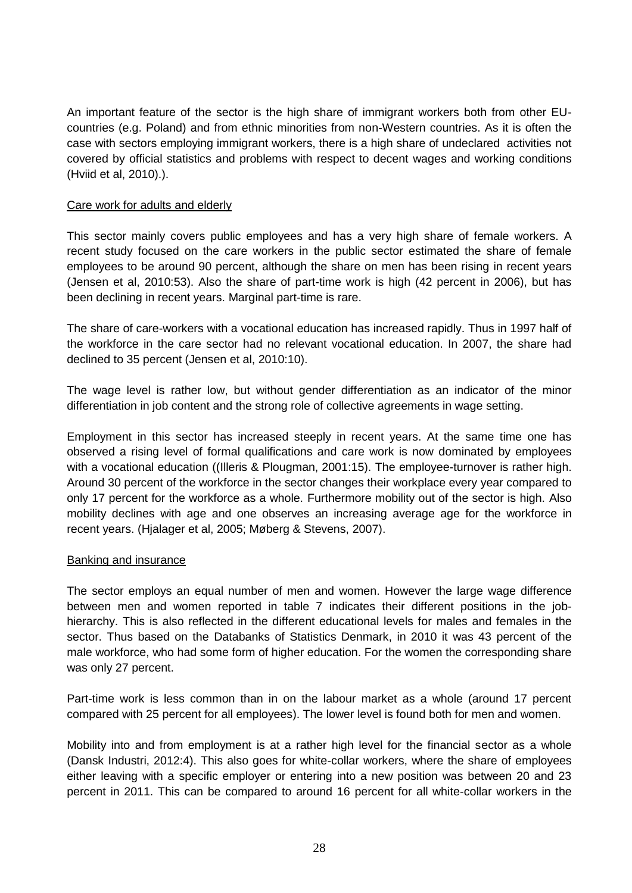An important feature of the sector is the high share of immigrant workers both from other EU-countries (e.g. Poland) and from ethnic minorities from non-Western countries. As it is often the case with sectors employing immigrant workers, there is a high share of undeclared activities not covered by official statistics and problems with respect to decent wages and working conditions (Hviid et al, 2010).).

<u>Care work for adults and elderly</u>

This sector mainly covers public employees and has a very high share of female workers. A recent study focused on the care workers in the public sector estimated the share of female employees to be around 90 percent, although the share on men has been rising in recent years (Jensen et al, 2010:53). Also the share of part-time work is high (42 percent in 2006), but has been declining in recent years. Marginal part-time is rare.

The share of care-workers with a vocational education has increased rapidly. Thus in 1997 half of the workforce in the care sector had no relevant vocational education. In 2007, the share had declined to 35 percent (Jensen et al, 2010:10).

The wage level is rather low, but without gender differentiation as an indicator of the minor differentiation in job content and the strong role of collective agreements in wage setting.

Employment in this sector has increased steeply in recent years. At the same time one has observed a rising level of formal qualifications and care work is now dominated by employees with a vocational education ((Illeris & Plougman, 2001:15). The employee-turnover is rather high. Around 30 percent of the workforce in the sector changes their workplace every year compared to only 17 percent for the workforce as a whole. Furthermore mobility out of the sector is high. Also mobility declines with age and one observes an increasing average age for the workforce in recent years. (Hjalager et al, 2005; Møberg & Stevens, 2007).

<u>Banking and insurance</u>

The sector employs an equal number of men and women. However the large wage difference between men and women reported in table 7 indicates their different positions in the job-hierarchy. This is also reflected in the different educational levels for males and females in the sector. Thus based on the Databanks of Statistics Denmark, in 2010 it was 43 percent of the male workforce, who had some form of higher education. For the women the corresponding share was only 27 percent.

Part-time work is less common than in on the labour market as a whole (around 17 percent compared with 25 percent for all employees). The lower level is found both for men and women.

Mobility into and from employment is at a rather high level for the financial sector as a whole (Dansk Industri, 2012:4). This also goes for white-collar workers, where the share of employees either leaving with a specific employer or entering into a new position was between 20 and 23 percent in 2011. This can be compared to around 16 percent for all white-collar workers in the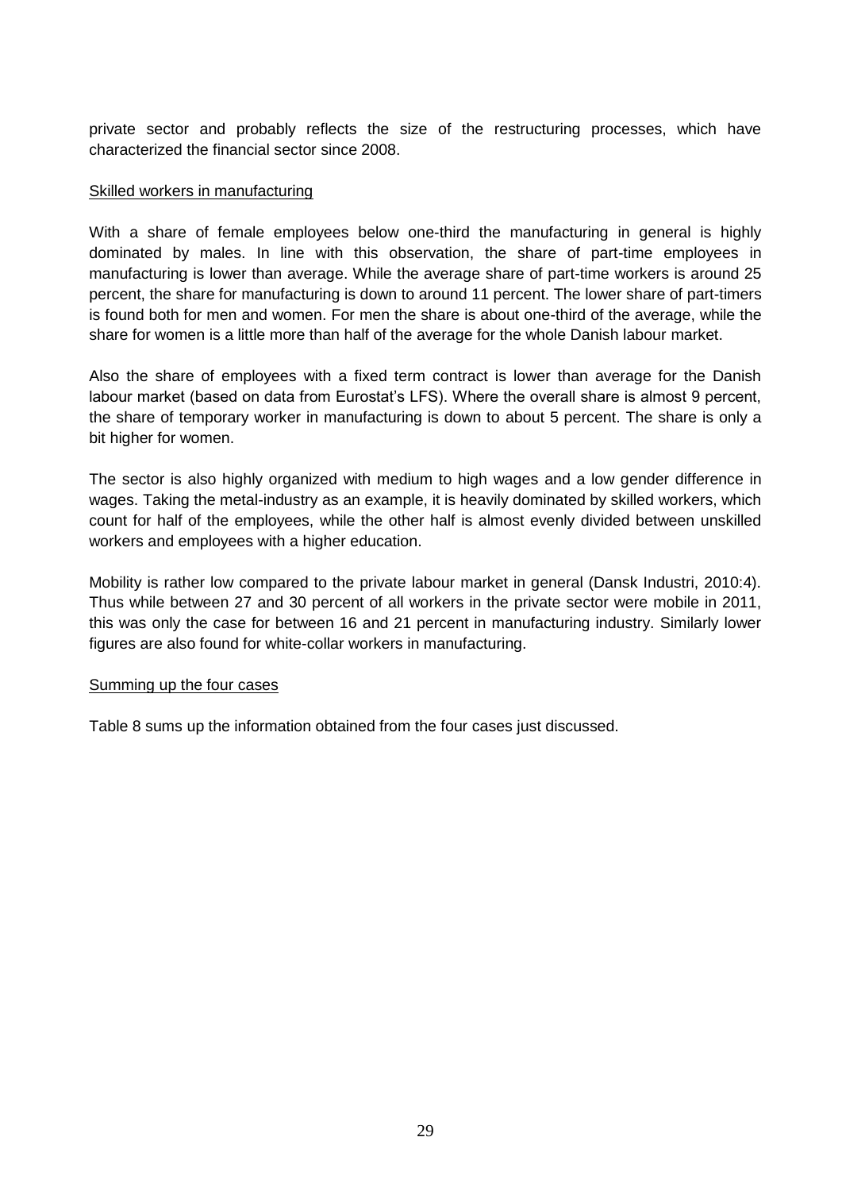private sector and probably reflects the size of the restructuring processes, which have characterized the financial sector since 2008.

Skilled workers in manufacturing

With a share of female employees below one-third the manufacturing in general is highly dominated by males. In line with this observation, the share of part-time employees in manufacturing is lower than average. While the average share of part-time workers is around 25 percent, the share for manufacturing is down to around 11 percent. The lower share of part-timers is found both for men and women. For men the share is about one-third of the average, while the share for women is a little more than half of the average for the whole Danish labour market.

Also the share of employees with a fixed term contract is lower than average for the Danish labour market (based on data from Eurostat's LFS). Where the overall share is almost 9 percent, the share of temporary worker in manufacturing is down to about 5 percent. The share is only a bit higher for women.

The sector is also highly organized with medium to high wages and a low gender difference in wages. Taking the metal-industry as an example, it is heavily dominated by skilled workers, which count for half of the employees, while the other half is almost evenly divided between unskilled workers and employees with a higher education.

Mobility is rather low compared to the private labour market in general (Dansk Industri, 2010:4). Thus while between 27 and 30 percent of all workers in the private sector were mobile in 2011, this was only the case for between 16 and 21 percent in manufacturing industry. Similarly lower figures are also found for white-collar workers in manufacturing.

Summing up the four cases

Table 8 sums up the information obtained from the four cases just discussed.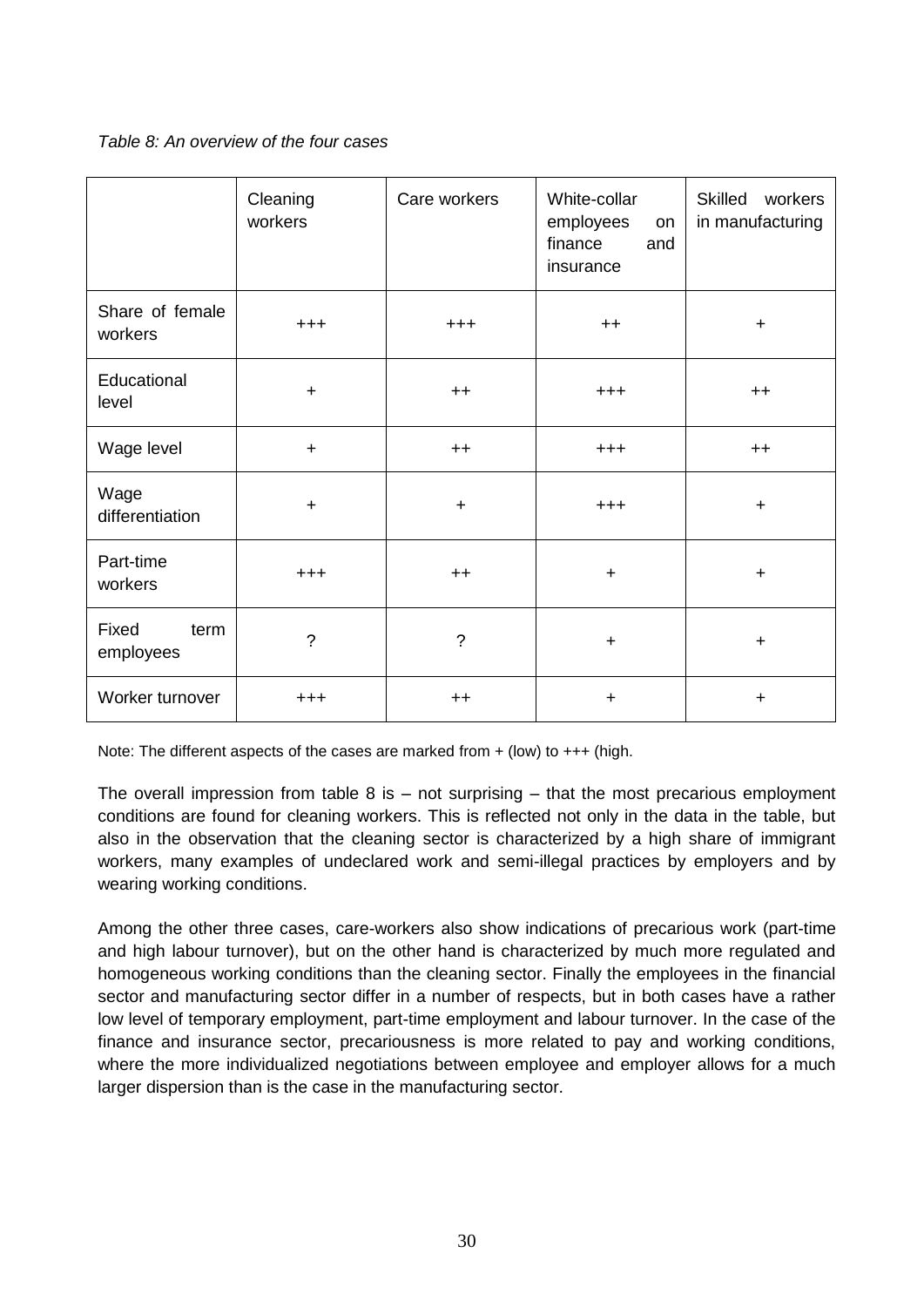*Table 8: An overview of the four cases*

| | Cleaning workers | Care workers | White-collar employees on finance and insurance | Skilled workers in manufacturing |
|---|---|---|---|---|
| Share of female workers | +++ | +++ | ++ | + |
| Educational level | + | ++ | +++ | ++ |
| Wage level | + | ++ | +++ | ++ |
| Wage differentiation | + | + | +++ | + |
| Part-time workers | +++ | ++ | + | + |
| Fixed term employees | ? | ? | + | + |
| Worker turnover | +++ | ++ | + | + |

Note: The different aspects of the cases are marked from + (low) to +++ (high.

The overall impression from table 8 is – not surprising – that the most precarious employment conditions are found for cleaning workers. This is reflected not only in the data in the table, but also in the observation that the cleaning sector is characterized by a high share of immigrant workers, many examples of undeclared work and semi-illegal practices by employers and by wearing working conditions.

Among the other three cases, care-workers also show indications of precarious work (part-time and high labour turnover), but on the other hand is characterized by much more regulated and homogeneous working conditions than the cleaning sector. Finally the employees in the financial sector and manufacturing sector differ in a number of respects, but in both cases have a rather low level of temporary employment, part-time employment and labour turnover. In the case of the finance and insurance sector, precariousness is more related to pay and working conditions, where the more individualized negotiations between employee and employer allows for a much larger dispersion than is the case in the manufacturing sector.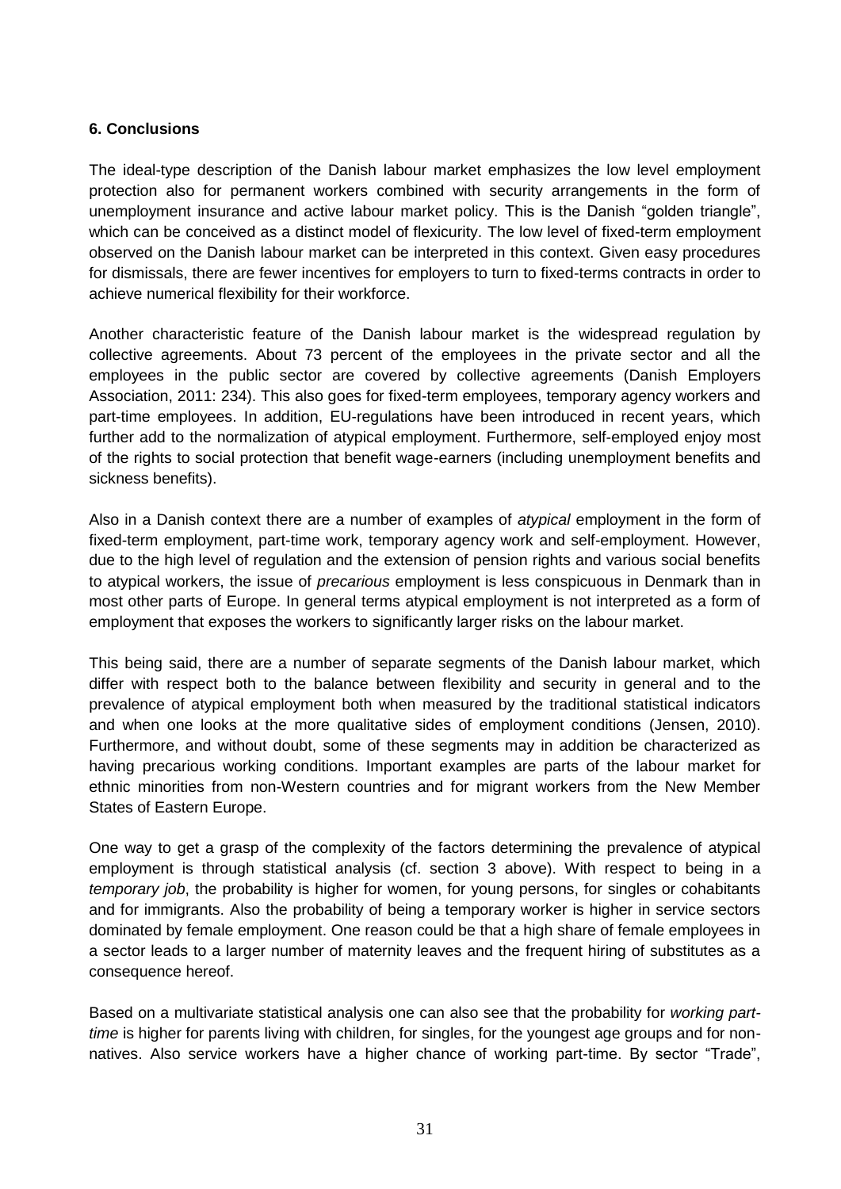**6. Conclusions**

The ideal-type description of the Danish labour market emphasizes the low level employment protection also for permanent workers combined with security arrangements in the form of unemployment insurance and active labour market policy. This is the Danish "golden triangle", which can be conceived as a distinct model of flexicurity. The low level of fixed-term employment observed on the Danish labour market can be interpreted in this context. Given easy procedures for dismissals, there are fewer incentives for employers to turn to fixed-terms contracts in order to achieve numerical flexibility for their workforce.

Another characteristic feature of the Danish labour market is the widespread regulation by collective agreements. About 73 percent of the employees in the private sector and all the employees in the public sector are covered by collective agreements (Danish Employers Association, 2011: 234). This also goes for fixed-term employees, temporary agency workers and part-time employees. In addition, EU-regulations have been introduced in recent years, which further add to the normalization of atypical employment. Furthermore, self-employed enjoy most of the rights to social protection that benefit wage-earners (including unemployment benefits and sickness benefits).

Also in a Danish context there are a number of examples of *atypical* employment in the form of fixed-term employment, part-time work, temporary agency work and self-employment. However, due to the high level of regulation and the extension of pension rights and various social benefits to atypical workers, the issue of *precarious* employment is less conspicuous in Denmark than in most other parts of Europe. In general terms atypical employment is not interpreted as a form of employment that exposes the workers to significantly larger risks on the labour market.

This being said, there are a number of separate segments of the Danish labour market, which differ with respect both to the balance between flexibility and security in general and to the prevalence of atypical employment both when measured by the traditional statistical indicators and when one looks at the more qualitative sides of employment conditions (Jensen, 2010). Furthermore, and without doubt, some of these segments may in addition be characterized as having precarious working conditions. Important examples are parts of the labour market for ethnic minorities from non-Western countries and for migrant workers from the New Member States of Eastern Europe.

One way to get a grasp of the complexity of the factors determining the prevalence of atypical employment is through statistical analysis (cf. section 3 above). With respect to being in a *temporary job*, the probability is higher for women, for young persons, for singles or cohabitants and for immigrants. Also the probability of being a temporary worker is higher in service sectors dominated by female employment. One reason could be that a high share of female employees in a sector leads to a larger number of maternity leaves and the frequent hiring of substitutes as a consequence hereof.

Based on a multivariate statistical analysis one can also see that the probability for *working part-time* is higher for parents living with children, for singles, for the youngest age groups and for non-natives. Also service workers have a higher chance of working part-time. By sector "Trade",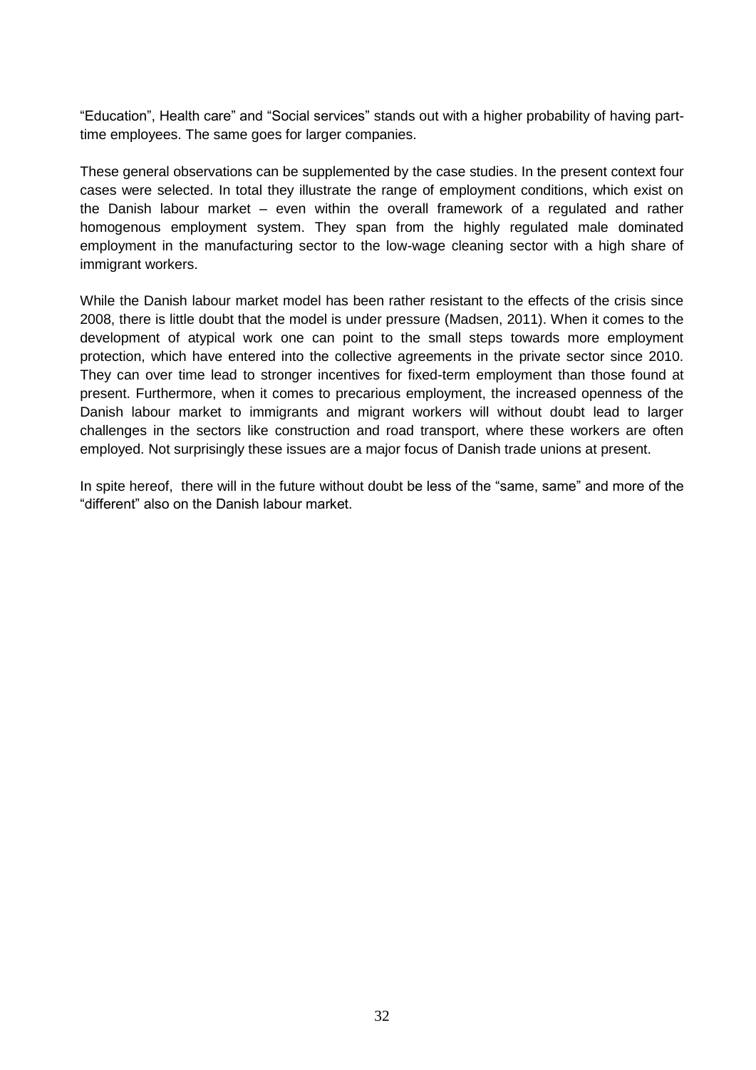"Education", Health care" and "Social services" stands out with a higher probability of having part-time employees. The same goes for larger companies.

These general observations can be supplemented by the case studies. In the present context four cases were selected. In total they illustrate the range of employment conditions, which exist on the Danish labour market – even within the overall framework of a regulated and rather homogenous employment system. They span from the highly regulated male dominated employment in the manufacturing sector to the low-wage cleaning sector with a high share of immigrant workers.

While the Danish labour market model has been rather resistant to the effects of the crisis since 2008, there is little doubt that the model is under pressure (Madsen, 2011). When it comes to the development of atypical work one can point to the small steps towards more employment protection, which have entered into the collective agreements in the private sector since 2010. They can over time lead to stronger incentives for fixed-term employment than those found at present. Furthermore, when it comes to precarious employment, the increased openness of the Danish labour market to immigrants and migrant workers will without doubt lead to larger challenges in the sectors like construction and road transport, where these workers are often employed. Not surprisingly these issues are a major focus of Danish trade unions at present.

In spite hereof, there will in the future without doubt be less of the "same, same" and more of the "different" also on the Danish labour market.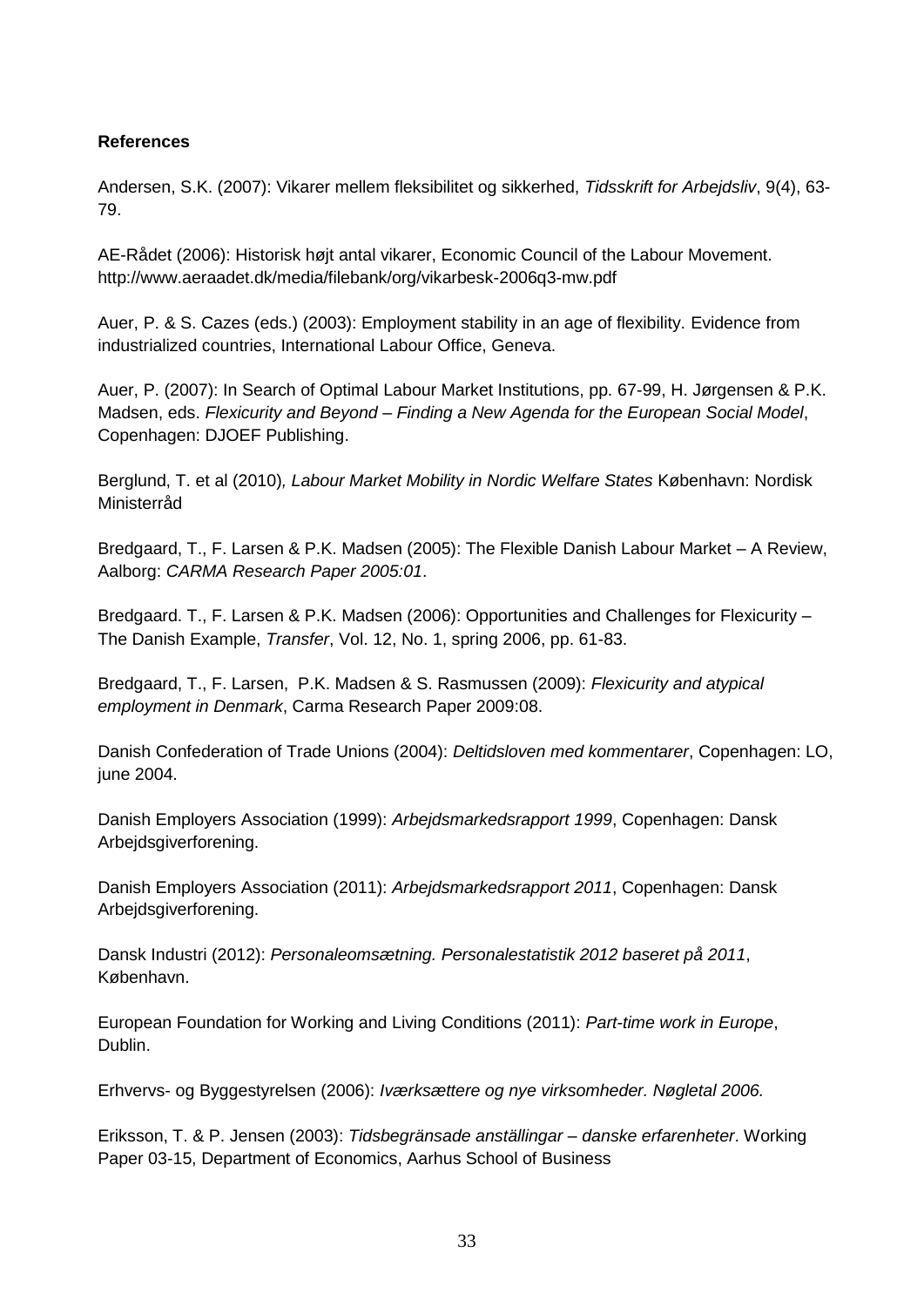**References**

Andersen, S.K. (2007): Vikarer mellem fleksibilitet og sikkerhed, *Tidsskrift for Arbejdsliv*, 9(4), 63-79.

AE-Rådet (2006): Historisk højt antal vikarer, Economic Council of the Labour Movement. http://www.aeraadet.dk/media/filebank/org/vikarbesk-2006q3-mw.pdf

Auer, P. & S. Cazes (eds.) (2003): Employment stability in an age of flexibility. Evidence from industrialized countries, International Labour Office, Geneva.

Auer, P. (2007): In Search of Optimal Labour Market Institutions, pp. 67-99, H. Jørgensen & P.K. Madsen, eds. *Flexicurity and Beyond – Finding a New Agenda for the European Social Model*, Copenhagen: DJOEF Publishing.

Berglund, T. et al (2010)*, Labour Market Mobility in Nordic Welfare States* København: Nordisk Ministerråd

Bredgaard, T., F. Larsen & P.K. Madsen (2005): The Flexible Danish Labour Market – A Review, Aalborg: *CARMA Research Paper 2005:01*.

Bredgaard. T., F. Larsen & P.K. Madsen (2006): Opportunities and Challenges for Flexicurity – The Danish Example, *Transfer*, Vol. 12, No. 1, spring 2006, pp. 61-83.

Bredgaard, T., F. Larsen, P.K. Madsen & S. Rasmussen (2009): *Flexicurity and atypical employment in Denmark*, Carma Research Paper 2009:08.

Danish Confederation of Trade Unions (2004): *Deltidsloven med kommentarer*, Copenhagen: LO, june 2004.

Danish Employers Association (1999): *Arbejdsmarkedsrapport 1999*, Copenhagen: Dansk Arbejdsgiverforening.

Danish Employers Association (2011): *Arbejdsmarkedsrapport 2011*, Copenhagen: Dansk Arbejdsgiverforening.

Dansk Industri (2012): *Personaleomsætning. Personalestatistik 2012 baseret på 2011*, København.

European Foundation for Working and Living Conditions (2011): *Part-time work in Europe*, Dublin.

Erhvervs- og Byggestyrelsen (2006): *Iværksættere og nye virksomheder. Nøgletal 2006.*

Eriksson, T. & P. Jensen (2003): *Tidsbegränsade anställingar – danske erfarenheter*. Working Paper 03-15, Department of Economics, Aarhus School of Business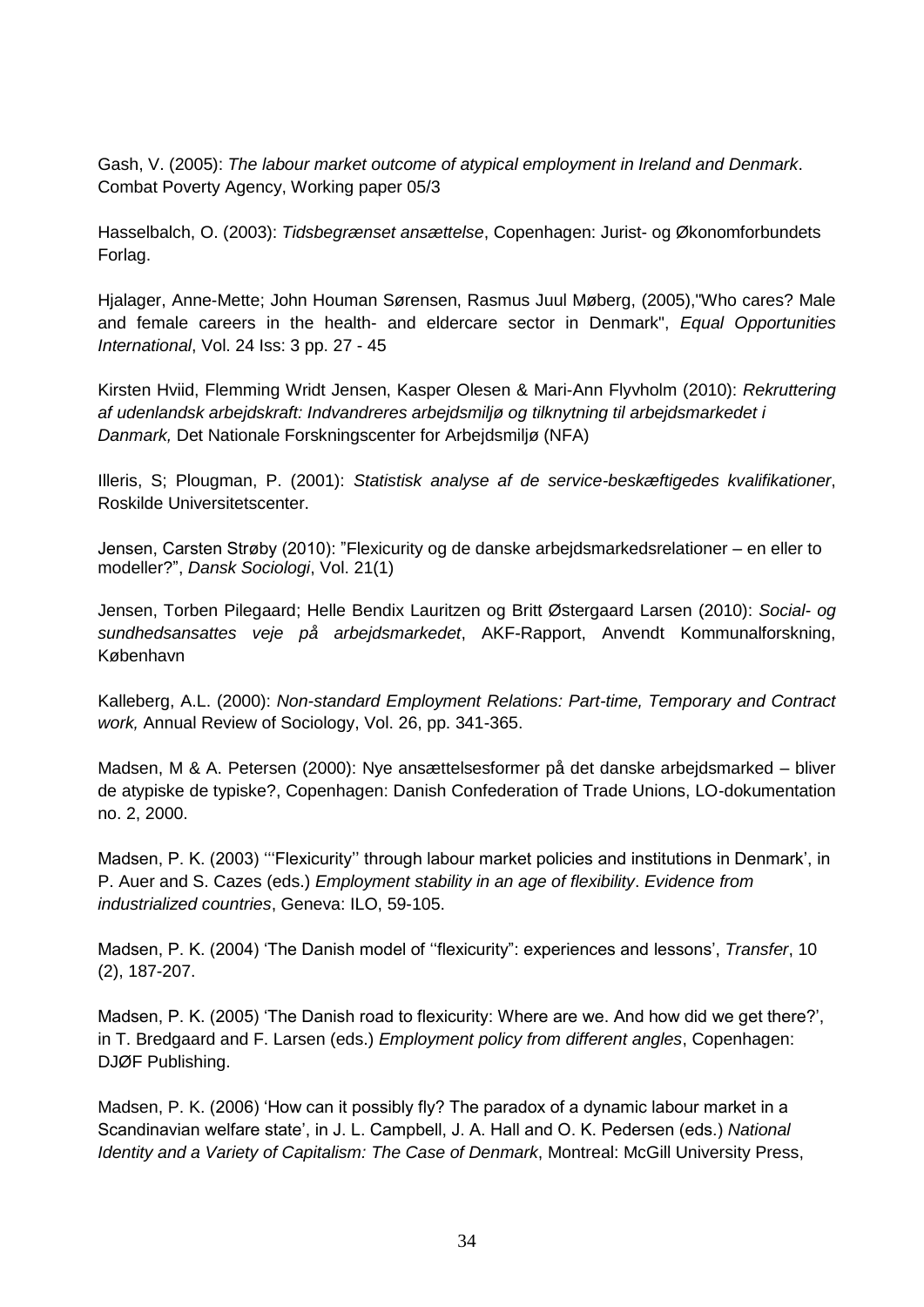Gash, V. (2005): *The labour market outcome of atypical employment in Ireland and Denmark*. Combat Poverty Agency, Working paper 05/3

Hasselbalch, O. (2003): *Tidsbegrænset ansættelse*, Copenhagen: Jurist- og Økonomforbundets Forlag.

Hjalager, Anne-Mette; John Houman Sørensen, Rasmus Juul Møberg, (2005),"Who cares? Male and female careers in the health- and eldercare sector in Denmark", *Equal Opportunities International*, Vol. 24 Iss: 3 pp. 27 - 45

Kirsten Hviid, Flemming Wridt Jensen, Kasper Olesen & Mari-Ann Flyvholm (2010): *Rekruttering af udenlandsk arbejdskraft: Indvandreres arbejdsmiljø og tilknytning til arbejdsmarkedet i Danmark,* Det Nationale Forskningscenter for Arbejdsmiljø (NFA)

Illeris, S; Plougman, P. (2001): *Statistisk analyse af de service-beskæftigedes kvalifikationer*, Roskilde Universitetscenter.

Jensen, Carsten Strøby (2010): "Flexicurity og de danske arbejdsmarkedsrelationer – en eller to modeller?", *Dansk Sociologi*, Vol. 21(1)

Jensen, Torben Pilegaard; Helle Bendix Lauritzen og Britt Østergaard Larsen (2010): *Social- og sundhedsansattes veje på arbejdsmarkedet*, AKF-Rapport, Anvendt Kommunalforskning, København

Kalleberg, A.L. (2000): *Non-standard Employment Relations: Part-time, Temporary and Contract work,* Annual Review of Sociology, Vol. 26, pp. 341-365.

Madsen, M & A. Petersen (2000): Nye ansættelsesformer på det danske arbejdsmarked – bliver de atypiske de typiske?, Copenhagen: Danish Confederation of Trade Unions, LO-dokumentation no. 2, 2000.

Madsen, P. K. (2003) '‘Flexicurity'' through labour market policies and institutions in Denmark', in P. Auer and S. Cazes (eds.) *Employment stability in an age of flexibility*. *Evidence from industrialized countries*, Geneva: ILO, 59-105.

Madsen, P. K. (2004) 'The Danish model of ''flexicurity": experiences and lessons', *Transfer*, 10 (2), 187-207.

Madsen, P. K. (2005) 'The Danish road to flexicurity: Where are we. And how did we get there?', in T. Bredgaard and F. Larsen (eds.) *Employment policy from different angles*, Copenhagen: DJØF Publishing.

Madsen, P. K. (2006) 'How can it possibly fly? The paradox of a dynamic labour market in a Scandinavian welfare state', in J. L. Campbell, J. A. Hall and O. K. Pedersen (eds.) *National Identity and a Variety of Capitalism: The Case of Denmark*, Montreal: McGill University Press,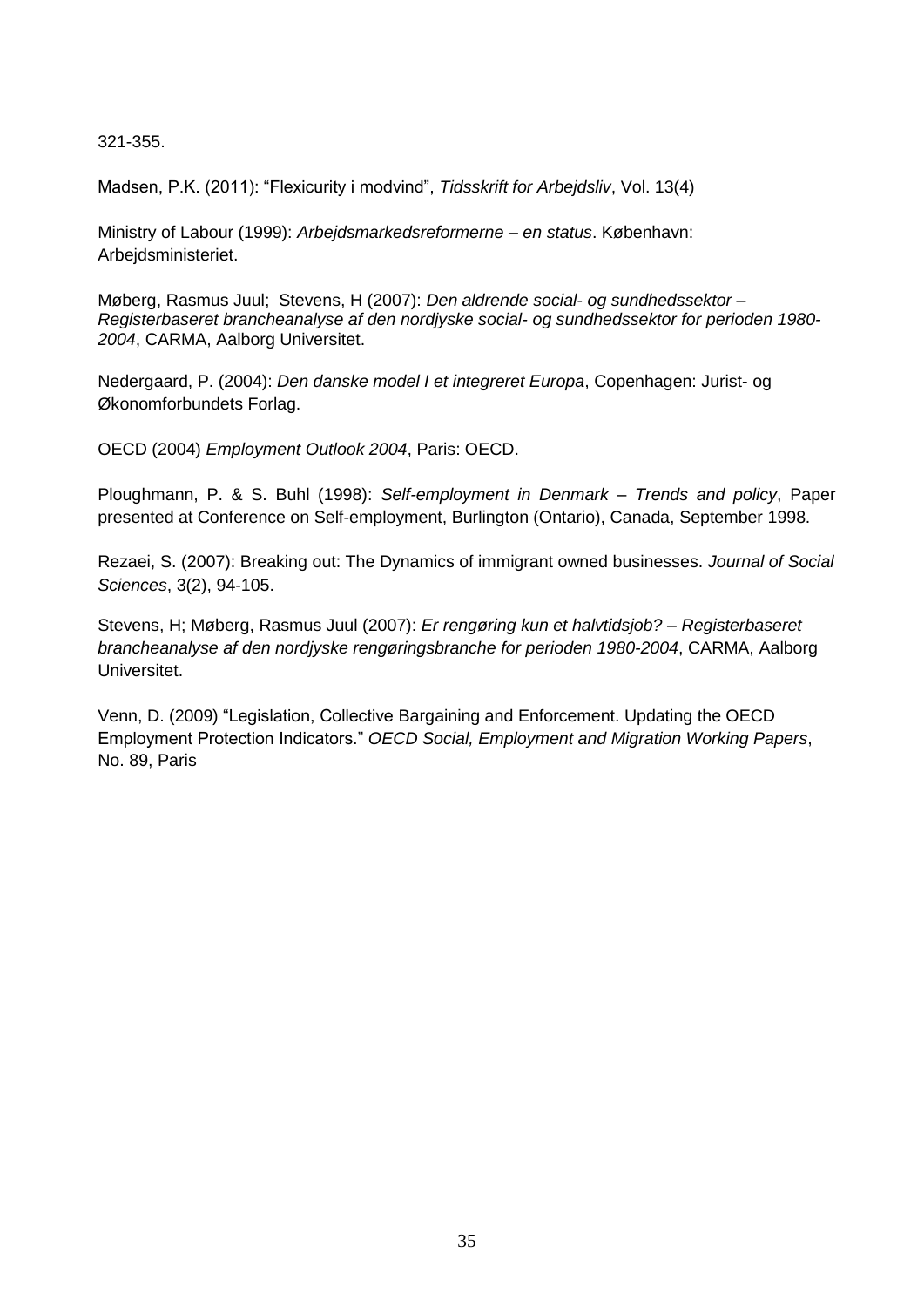321-355.

Madsen, P.K. (2011): “Flexicurity i modvind”, *Tidsskrift for Arbejdsliv*, Vol. 13(4)

Ministry of Labour (1999): *Arbejdsmarkedsreformerne – en status*. København: Arbejdsministeriet.

Møberg, Rasmus Juul; Stevens, H (2007): *Den aldrende social- og sundhedssektor – Registerbaseret brancheanalyse af den nordjyske social- og sundhedssektor for perioden 1980-2004*, CARMA, Aalborg Universitet.

Nedergaard, P. (2004): *Den danske model I et integreret Europa*, Copenhagen: Jurist- og Økonomforbundets Forlag.

OECD (2004) *Employment Outlook 2004*, Paris: OECD.

Ploughmann, P. & S. Buhl (1998): *Self-employment in Denmark – Trends and policy*, Paper presented at Conference on Self-employment, Burlington (Ontario), Canada, September 1998.

Rezaei, S. (2007): Breaking out: The Dynamics of immigrant owned businesses. *Journal of Social Sciences*, 3(2), 94-105.

Stevens, H; Møberg, Rasmus Juul (2007): *Er rengøring kun et halvtidsjob? – Registerbaseret brancheanalyse af den nordjyske rengøringsbranche for perioden 1980-2004*, CARMA, Aalborg Universitet.

Venn, D. (2009) “Legislation, Collective Bargaining and Enforcement. Updating the OECD Employment Protection Indicators.” *OECD Social, Employment and Migration Working Papers*, No. 89, Paris